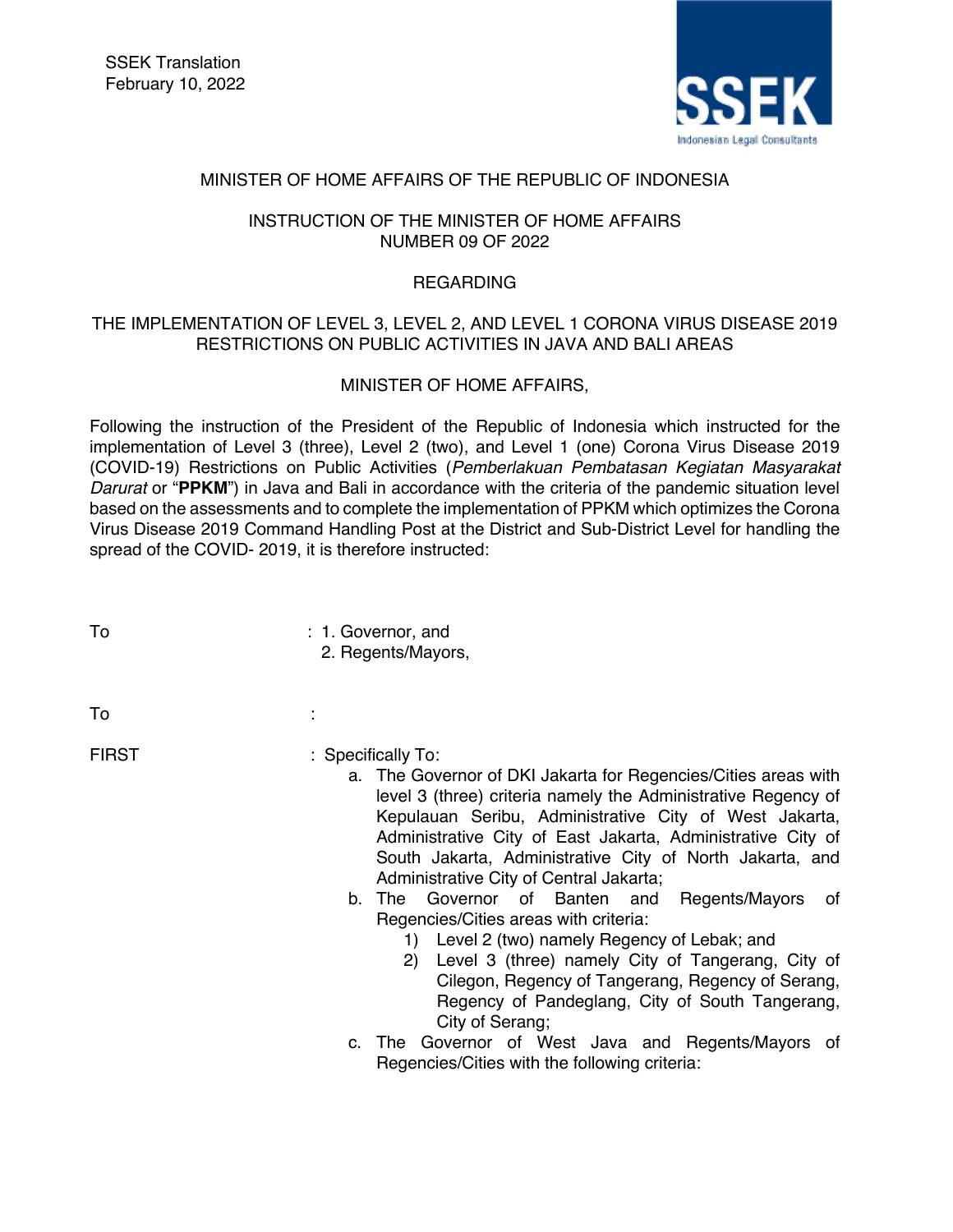SSEK Translation
February 10, 2022

MINISTER OF HOME AFFAIRS OF THE REPUBLIC OF INDONESIA

INSTRUCTION OF THE MINISTER OF HOME AFFAIRS
NUMBER 09 OF 2022

REGARDING

THE IMPLEMENTATION OF LEVEL 3, LEVEL 2, AND LEVEL 1 CORONA VIRUS DISEASE 2019 RESTRICTIONS ON PUBLIC ACTIVITIES IN JAVA AND BALI AREAS

MINISTER OF HOME AFFAIRS,

Following the instruction of the President of the Republic of Indonesia which instructed for the implementation of Level 3 (three), Level 2 (two), and Level 1 (one) Corona Virus Disease 2019 (COVID-19) Restrictions on Public Activities (*Pemberlakuan Pembatasan Kegiatan Masyarakat Darurat* or "**PPKM**") in Java and Bali in accordance with the criteria of the pandemic situation level based on the assessments and to complete the implementation of PPKM which optimizes the Corona Virus Disease 2019 Command Handling Post at the District and Sub-District Level for handling the spread of the COVID- 2019, it is therefore instructed:

To : 1. Governor, and
2. Regents/Mayors,

To :

FIRST : Specifically To:

a. The Governor of DKI Jakarta for Regencies/Cities areas with level 3 (three) criteria namely the Administrative Regency of Kepulauan Seribu, Administrative City of West Jakarta, Administrative City of East Jakarta, Administrative City of South Jakarta, Administrative City of North Jakarta, and Administrative City of Central Jakarta;
b. The Governor of Banten and Regents/Mayors of Regencies/Cities areas with criteria:
   1) Level 2 (two) namely Regency of Lebak; and
   2) Level 3 (three) namely City of Tangerang, City of Cilegon, Regency of Tangerang, Regency of Serang, Regency of Pandeglang, City of South Tangerang, City of Serang;
c. The Governor of West Java and Regents/Mayors of Regencies/Cities with the following criteria: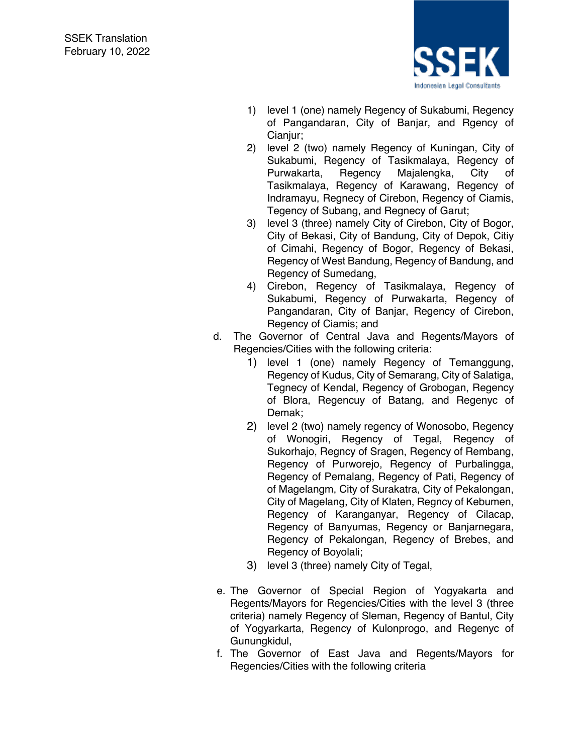1) level 1 (one) namely Regency of Sukabumi, Regency of Pangandaran, City of Banjar, and Rgency of Cianjur;
2) level 2 (two) namely Regency of Kuningan, City of Sukabumi, Regency of Tasikmalaya, Regency of Purwakarta, Regency Majalengka, City of Tasikmalaya, Regency of Karawang, Regency of Indramayu, Regnecy of Cirebon, Regency of Ciamis, Tegency of Subang, and Regnecy of Garut;
3) level 3 (three) namely City of Cirebon, City of Bogor, City of Bekasi, City of Bandung, City of Depok, Citiy of Cimahi, Regency of Bogor, Regency of Bekasi, Regency of West Bandung, Regency of Bandung, and Regency of Sumedang,
4) Cirebon, Regency of Tasikmalaya, Regency of Sukabumi, Regency of Purwakarta, Regency of Pangandaran, City of Banjar, Regency of Cirebon, Regency of Ciamis; and

d. The Governor of Central Java and Regents/Mayors of Regencies/Cities with the following criteria:
    1) level 1 (one) namely Regency of Temanggung, Regency of Kudus, City of Semarang, City of Salatiga, Tegnecy of Kendal, Regency of Grobogan, Regency of Blora, Regencuy of Batang, and Regenyc of Demak;
    2) level 2 (two) namely regency of Wonosobo, Regency of Wonogiri, Regency of Tegal, Regency of Sukorhajo, Regncy of Sragen, Regency of Rembang, Regency of Purworejo, Regency of Purbalingga, Regency of Pemalang, Regency of Pati, Regency of of Magelangm, City of Surakatra, City of Pekalongan, City of Magelang, City of Klaten, Regncy of Kebumen, Regency of Karanganyar, Regency of Cilacap, Regency of Banyumas, Regency or Banjarnegara, Regency of Pekalongan, Regency of Brebes, and Regency of Boyolali;
    3) level 3 (three) namely City of Tegal,

e. The Governor of Special Region of Yogyakarta and Regents/Mayors for Regencies/Cities with the level 3 (three criteria) namely Regency of Sleman, Regency of Bantul, City of Yogyarkarta, Regency of Kulonprogo, and Regenyc of Gunungkidul,

f. The Governor of East Java and Regents/Mayors for Regencies/Cities with the following criteria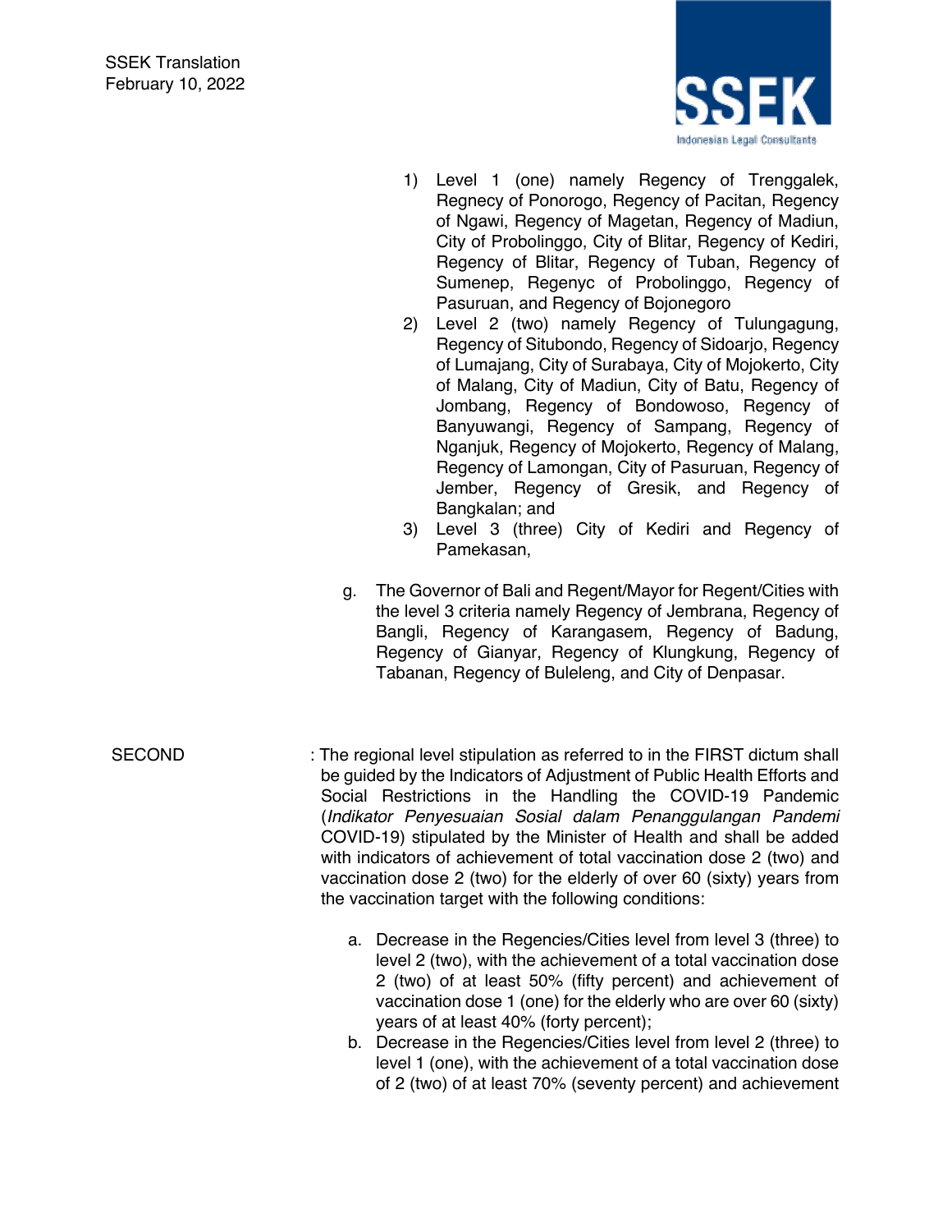1) Level 1 (one) namely Regency of Trenggalek, Regnecy of Ponorogo, Regency of Pacitan, Regency of Ngawi, Regency of Magetan, Regency of Madiun, City of Probolinggo, City of Blitar, Regency of Kediri, Regency of Blitar, Regency of Tuban, Regency of Sumenep, Regenyc of Probolinggo, Regency of Pasuruan, and Regency of Bojonegoro
2) Level 2 (two) namely Regency of Tulungagung, Regency of Situbondo, Regency of Sidoarjo, Regency of Lumajang, City of Surabaya, City of Mojokerto, City of Malang, City of Madiun, City of Batu, Regency of Jombang, Regency of Bondowoso, Regency of Banyuwangi, Regency of Sampang, Regency of Nganjuk, Regency of Mojokerto, Regency of Malang, Regency of Lamongan, City of Pasuruan, Regency of Jember, Regency of Gresik, and Regency of Bangkalan; and
3) Level 3 (three) City of Kediri and Regency of Pamekasan,

g. The Governor of Bali and Regent/Mayor for Regent/Cities with the level 3 criteria namely Regency of Jembrana, Regency of Bangli, Regency of Karangasem, Regency of Badung, Regency of Gianyar, Regency of Klungkung, Regency of Tabanan, Regency of Buleleng, and City of Denpasar.

SECOND : The regional level stipulation as referred to in the FIRST dictum shall be guided by the Indicators of Adjustment of Public Health Efforts and Social Restrictions in the Handling the COVID-19 Pandemic (*Indikator Penyesuaian Sosial dalam Penanggulangan Pandemi* COVID-19) stipulated by the Minister of Health and shall be added with indicators of achievement of total vaccination dose 2 (two) and vaccination dose 2 (two) for the elderly of over 60 (sixty) years from the vaccination target with the following conditions:

a. Decrease in the Regencies/Cities level from level 3 (three) to level 2 (two), with the achievement of a total vaccination dose 2 (two) of at least 50% (fifty percent) and achievement of vaccination dose 1 (one) for the elderly who are over 60 (sixty) years of at least 40% (forty percent);
b. Decrease in the Regencies/Cities level from level 2 (three) to level 1 (one), with the achievement of a total vaccination dose of 2 (two) of at least 70% (seventy percent) and achievement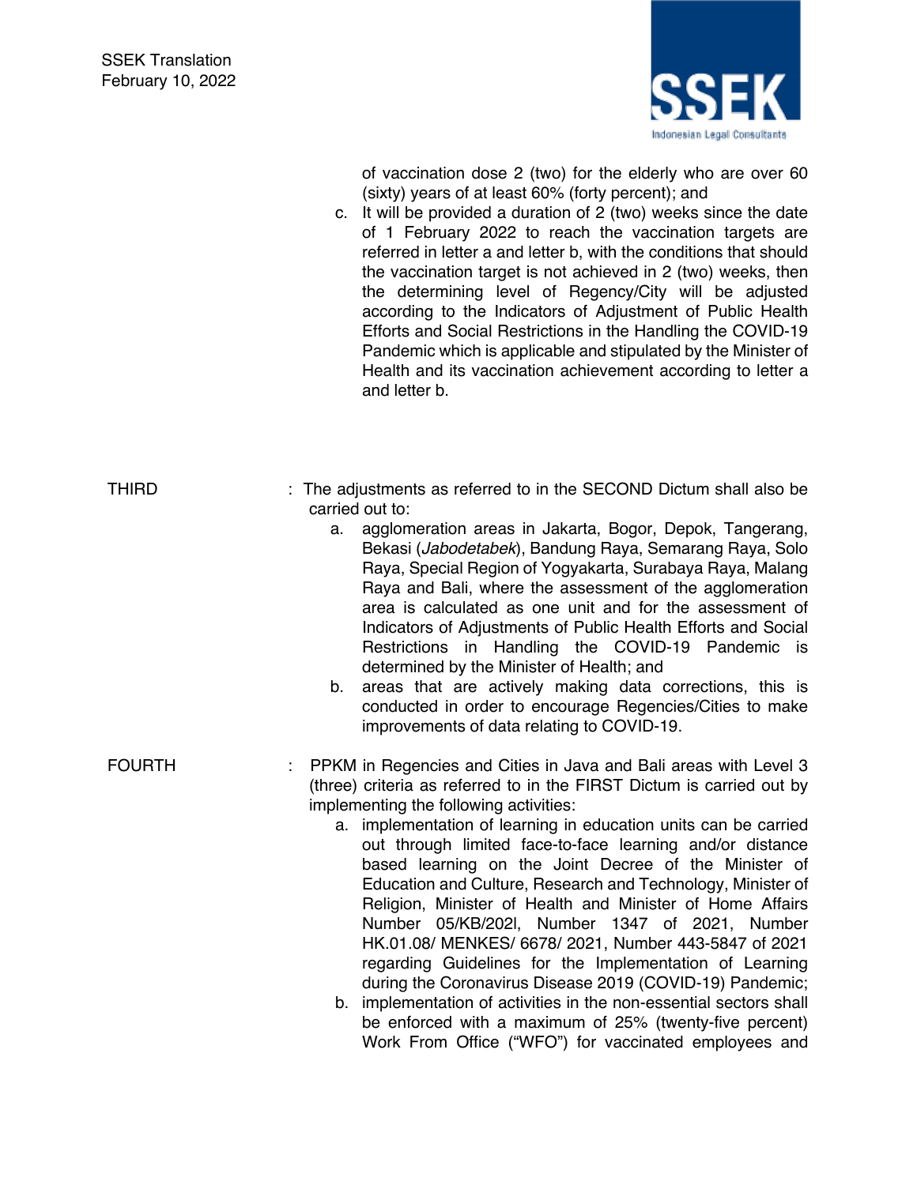of vaccination dose 2 (two) for the elderly who are over 60 (sixty) years of at least 60% (forty percent); and

c. It will be provided a duration of 2 (two) weeks since the date of 1 February 2022 to reach the vaccination targets are referred in letter a and letter b, with the conditions that should the vaccination target is not achieved in 2 (two) weeks, then the determining level of Regency/City will be adjusted according to the Indicators of Adjustment of Public Health Efforts and Social Restrictions in the Handling the COVID-19 Pandemic which is applicable and stipulated by the Minister of Health and its vaccination achievement according to letter a and letter b.

THIRD : The adjustments as referred to in the SECOND Dictum shall also be carried out to:

a. agglomeration areas in Jakarta, Bogor, Depok, Tangerang, Bekasi (*Jabodetabek*), Bandung Raya, Semarang Raya, Solo Raya, Special Region of Yogyakarta, Surabaya Raya, Malang Raya and Bali, where the assessment of the agglomeration area is calculated as one unit and for the assessment of Indicators of Adjustments of Public Health Efforts and Social Restrictions in Handling the COVID-19 Pandemic is determined by the Minister of Health; and

b. areas that are actively making data corrections, this is conducted in order to encourage Regencies/Cities to make improvements of data relating to COVID-19.

FOURTH : PPKM in Regencies and Cities in Java and Bali areas with Level 3 (three) criteria as referred to in the FIRST Dictum is carried out by implementing the following activities:

a. implementation of learning in education units can be carried out through limited face-to-face learning and/or distance based learning on the Joint Decree of the Minister of Education and Culture, Research and Technology, Minister of Religion, Minister of Health and Minister of Home Affairs Number 05/KB/202l, Number 1347 of 2021, Number HK.01.08/ MENKES/ 6678/ 2021, Number 443-5847 of 2021 regarding Guidelines for the Implementation of Learning during the Coronavirus Disease 2019 (COVID-19) Pandemic;

b. implementation of activities in the non-essential sectors shall be enforced with a maximum of 25% (twenty-five percent) Work From Office ("WFO") for vaccinated employees and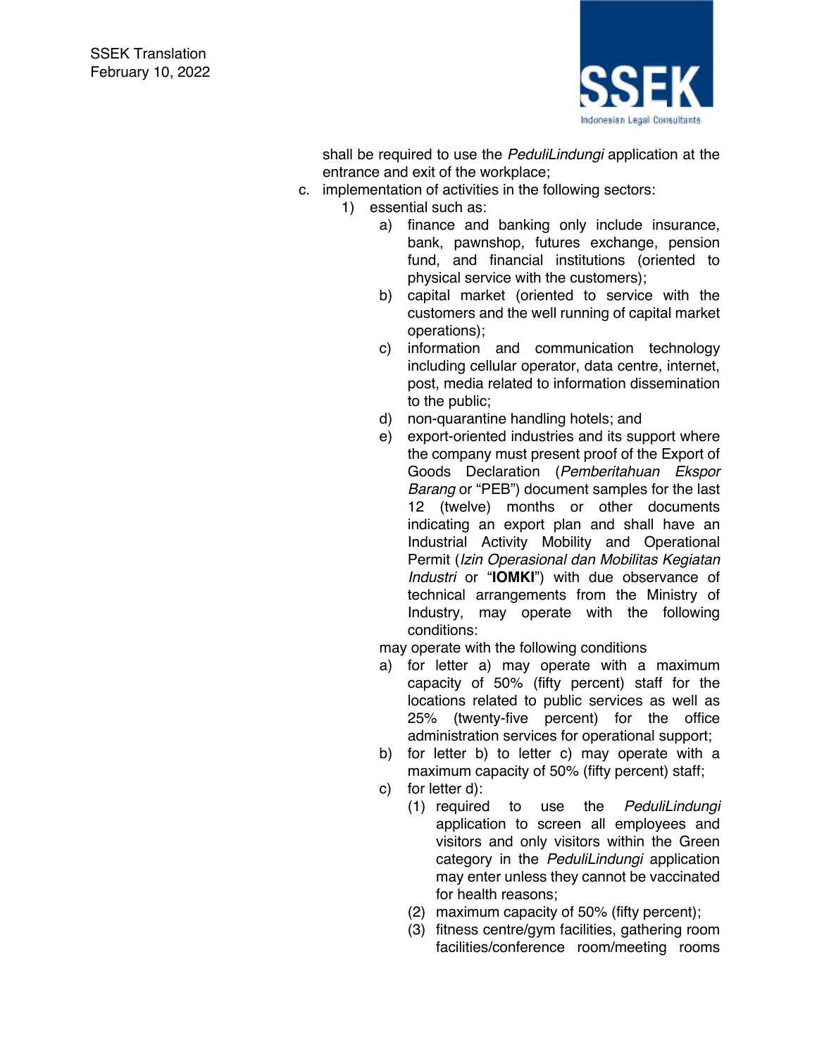shall be required to use the *PeduliLindungi* application at the entrance and exit of the workplace;

c. implementation of activities in the following sectors:
   1) essential such as:
      a) finance and banking only include insurance, bank, pawnshop, futures exchange, pension fund, and financial institutions (oriented to physical service with the customers);
      b) capital market (oriented to service with the customers and the well running of capital market operations);
      c) information and communication technology including cellular operator, data centre, internet, post, media related to information dissemination to the public;
      d) non-quarantine handling hotels; and
      e) export-oriented industries and its support where the company must present proof of the Export of Goods Declaration (*Pemberitahuan Ekspor Barang* or "PEB") document samples for the last 12 (twelve) months or other documents indicating an export plan and shall have an Industrial Activity Mobility and Operational Permit (*Izin Operasional dan Mobilitas Kegiatan Industri* or "**IOMKI**") with due observance of technical arrangements from the Ministry of Industry, may operate with the following conditions:

      may operate with the following conditions
      a) for letter a) may operate with a maximum capacity of 50% (fifty percent) staff for the locations related to public services as well as 25% (twenty-five percent) for the office administration services for operational support;
      b) for letter b) to letter c) may operate with a maximum capacity of 50% (fifty percent) staff;
      c) for letter d):
         (1) required to use the *PeduliLindungi* application to screen all employees and visitors and only visitors within the Green category in the *PeduliLindungi* application may enter unless they cannot be vaccinated for health reasons;
         (2) maximum capacity of 50% (fifty percent);
         (3) fitness centre/gym facilities, gathering room facilities/conference room/meeting rooms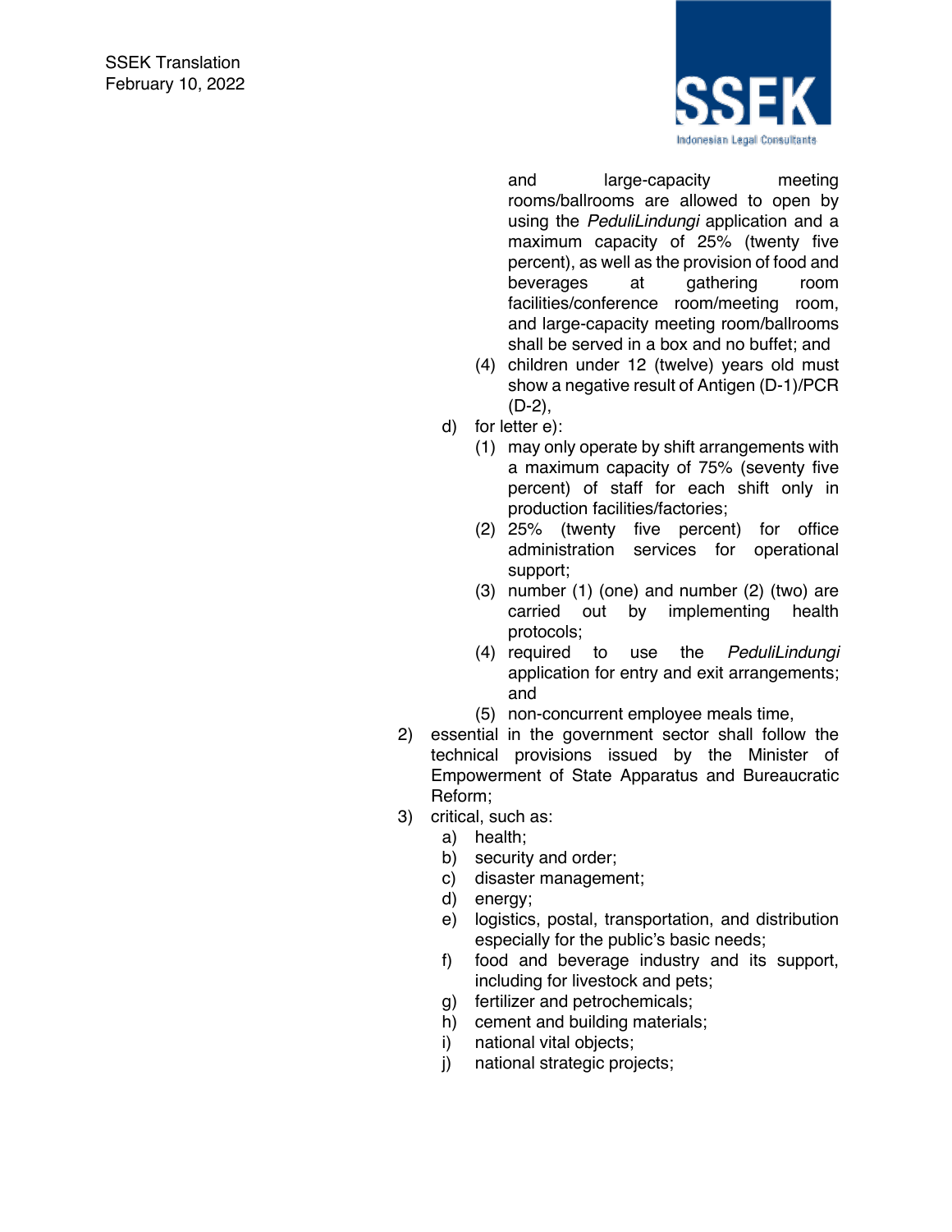and large-capacity meeting rooms/ballrooms are allowed to open by using the *PeduliLindungi* application and a maximum capacity of 25% (twenty five percent), as well as the provision of food and beverages at gathering room facilities/conference room/meeting room, and large-capacity meeting room/ballrooms shall be served in a box and no buffet; and

(4) children under 12 (twelve) years old must show a negative result of Antigen (D-1)/PCR (D-2),

d) for letter e):

(1) may only operate by shift arrangements with a maximum capacity of 75% (seventy five percent) of staff for each shift only in production facilities/factories;

(2) 25% (twenty five percent) for office administration services for operational support;

(3) number (1) (one) and number (2) (two) are carried out by implementing health protocols;

(4) required to use the *PeduliLindungi* application for entry and exit arrangements; and

(5) non-concurrent employee meals time,

2) essential in the government sector shall follow the technical provisions issued by the Minister of Empowerment of State Apparatus and Bureaucratic Reform;

3) critical, such as:

a) health;
b) security and order;
c) disaster management;
d) energy;
e) logistics, postal, transportation, and distribution especially for the public's basic needs;
f) food and beverage industry and its support, including for livestock and pets;
g) fertilizer and petrochemicals;
h) cement and building materials;
i) national vital objects;
j) national strategic projects;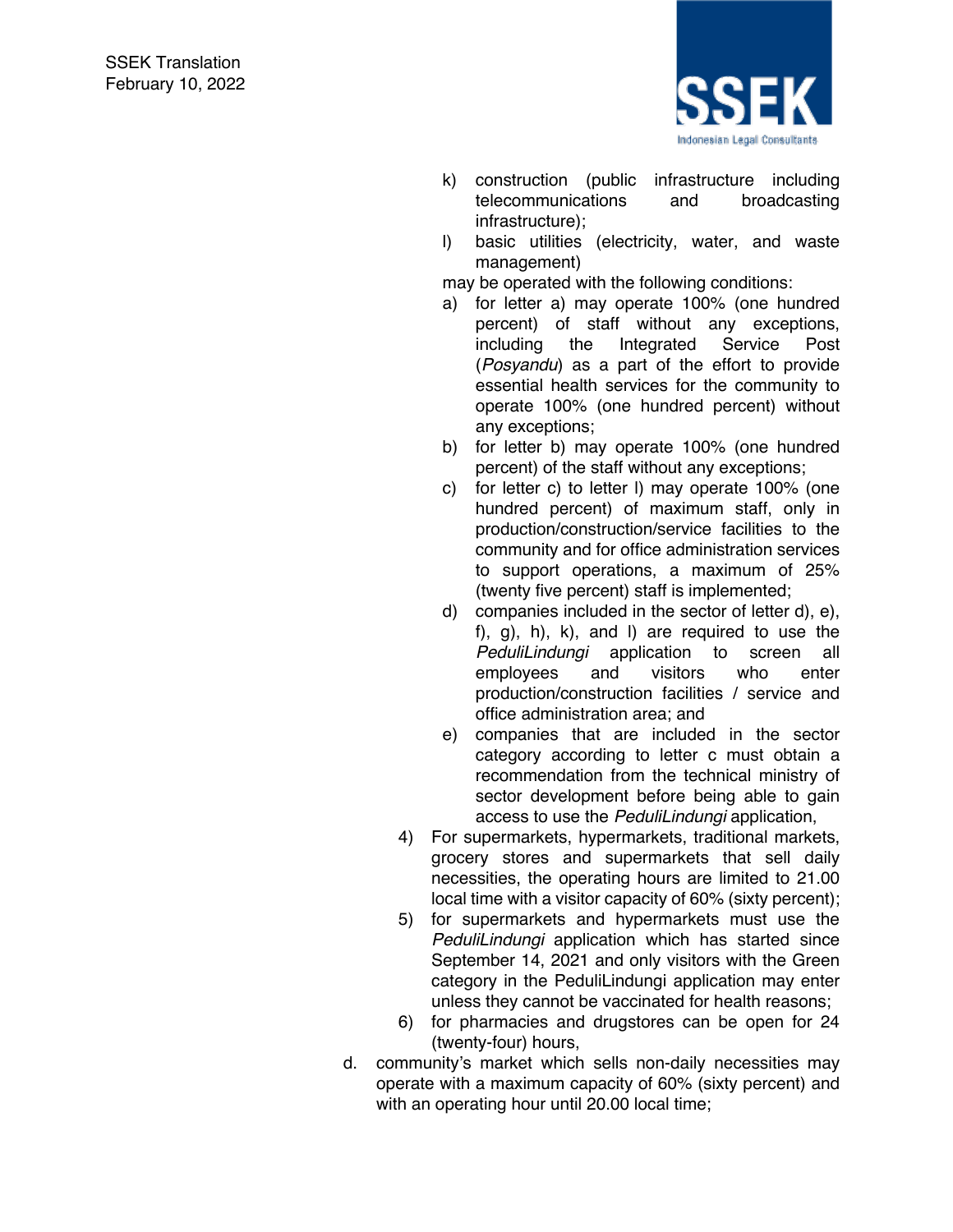k) construction (public infrastructure including telecommunications and broadcasting infrastructure);

l) basic utilities (electricity, water, and waste management)

may be operated with the following conditions:

a) for letter a) may operate 100% (one hundred percent) of staff without any exceptions, including the Integrated Service Post (*Posyandu*) as a part of the effort to provide essential health services for the community to operate 100% (one hundred percent) without any exceptions;

b) for letter b) may operate 100% (one hundred percent) of the staff without any exceptions;

c) for letter c) to letter l) may operate 100% (one hundred percent) of maximum staff, only in production/construction/service facilities to the community and for office administration services to support operations, a maximum of 25% (twenty five percent) staff is implemented;

d) companies included in the sector of letter d), e), f), g), h), k), and l) are required to use the *PeduliLindungi* application to screen all employees and visitors who enter production/construction facilities / service and office administration area; and

e) companies that are included in the sector category according to letter c must obtain a recommendation from the technical ministry of sector development before being able to gain access to use the *PeduliLindungi* application,

4) For supermarkets, hypermarkets, traditional markets, grocery stores and supermarkets that sell daily necessities, the operating hours are limited to 21.00 local time with a visitor capacity of 60% (sixty percent);

5) for supermarkets and hypermarkets must use the *PeduliLindungi* application which has started since September 14, 2021 and only visitors with the Green category in the PeduliLindungi application may enter unless they cannot be vaccinated for health reasons;

6) for pharmacies and drugstores can be open for 24 (twenty-four) hours,

d. community's market which sells non-daily necessities may operate with a maximum capacity of 60% (sixty percent) and with an operating hour until 20.00 local time;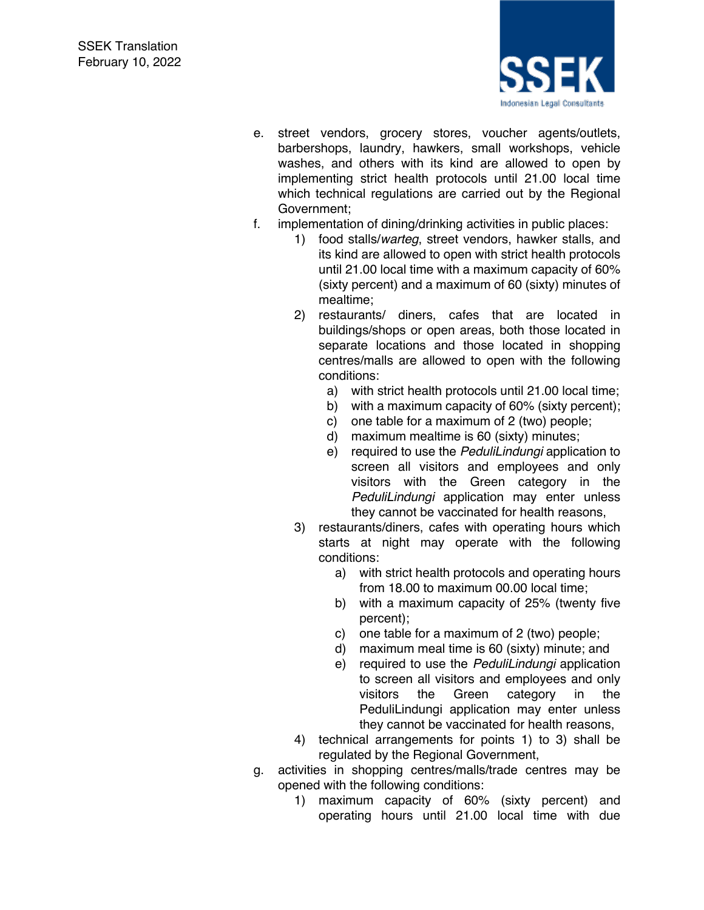e. street vendors, grocery stores, voucher agents/outlets, barbershops, laundry, hawkers, small workshops, vehicle washes, and others with its kind are allowed to open by implementing strict health protocols until 21.00 local time which technical regulations are carried out by the Regional Government;

f. implementation of dining/drinking activities in public places:
   1) food stalls/*warteg*, street vendors, hawker stalls, and its kind are allowed to open with strict health protocols until 21.00 local time with a maximum capacity of 60% (sixty percent) and a maximum of 60 (sixty) minutes of mealtime;
   2) restaurants/ diners, cafes that are located in buildings/shops or open areas, both those located in separate locations and those located in shopping centres/malls are allowed to open with the following conditions:
      a) with strict health protocols until 21.00 local time;
      b) with a maximum capacity of 60% (sixty percent);
      c) one table for a maximum of 2 (two) people;
      d) maximum mealtime is 60 (sixty) minutes;
      e) required to use the *PeduliLindungi* application to screen all visitors and employees and only visitors with the Green category in the *PeduliLindungi* application may enter unless they cannot be vaccinated for health reasons,
   3) restaurants/diners, cafes with operating hours which starts at night may operate with the following conditions:
      a) with strict health protocols and operating hours from 18.00 to maximum 00.00 local time;
      b) with a maximum capacity of 25% (twenty five percent);
      c) one table for a maximum of 2 (two) people;
      d) maximum meal time is 60 (sixty) minute; and
      e) required to use the *PeduliLindungi* application to screen all visitors and employees and only visitors the Green category in the PeduliLindungi application may enter unless they cannot be vaccinated for health reasons,
   4) technical arrangements for points 1) to 3) shall be regulated by the Regional Government,

g. activities in shopping centres/malls/trade centres may be opened with the following conditions:
   1) maximum capacity of 60% (sixty percent) and operating hours until 21.00 local time with due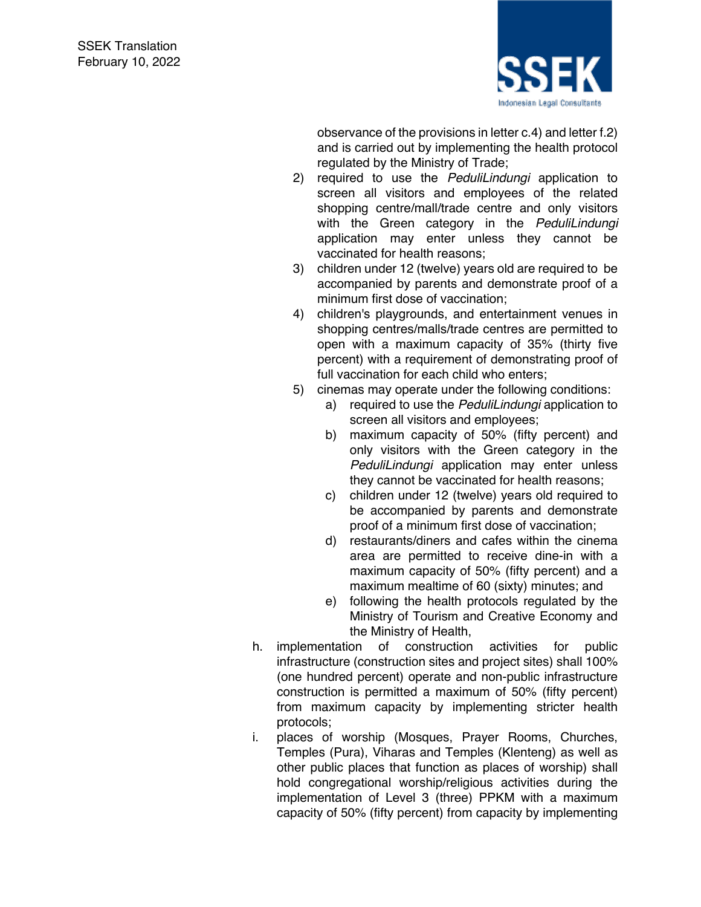observance of the provisions in letter c.4) and letter f.2) and is carried out by implementing the health protocol regulated by the Ministry of Trade;

2) required to use the *PeduliLindungi* application to screen all visitors and employees of the related shopping centre/mall/trade centre and only visitors with the Green category in the *PeduliLindungi* application may enter unless they cannot be vaccinated for health reasons;
3) children under 12 (twelve) years old are required to be accompanied by parents and demonstrate proof of a minimum first dose of vaccination;
4) children's playgrounds, and entertainment venues in shopping centres/malls/trade centres are permitted to open with a maximum capacity of 35% (thirty five percent) with a requirement of demonstrating proof of full vaccination for each child who enters;
5) cinemas may operate under the following conditions:
   a) required to use the *PeduliLindungi* application to screen all visitors and employees;
   b) maximum capacity of 50% (fifty percent) and only visitors with the Green category in the *PeduliLindungi* application may enter unless they cannot be vaccinated for health reasons;
   c) children under 12 (twelve) years old required to be accompanied by parents and demonstrate proof of a minimum first dose of vaccination;
   d) restaurants/diners and cafes within the cinema area are permitted to receive dine-in with a maximum capacity of 50% (fifty percent) and a maximum mealtime of 60 (sixty) minutes; and
   e) following the health protocols regulated by the Ministry of Tourism and Creative Economy and the Ministry of Health,

h. implementation of construction activities for public infrastructure (construction sites and project sites) shall 100% (one hundred percent) operate and non-public infrastructure construction is permitted a maximum of 50% (fifty percent) from maximum capacity by implementing stricter health protocols;

i. places of worship (Mosques, Prayer Rooms, Churches, Temples (Pura), Viharas and Temples (Klenteng) as well as other public places that function as places of worship) shall hold congregational worship/religious activities during the implementation of Level 3 (three) PPKM with a maximum capacity of 50% (fifty percent) from capacity by implementing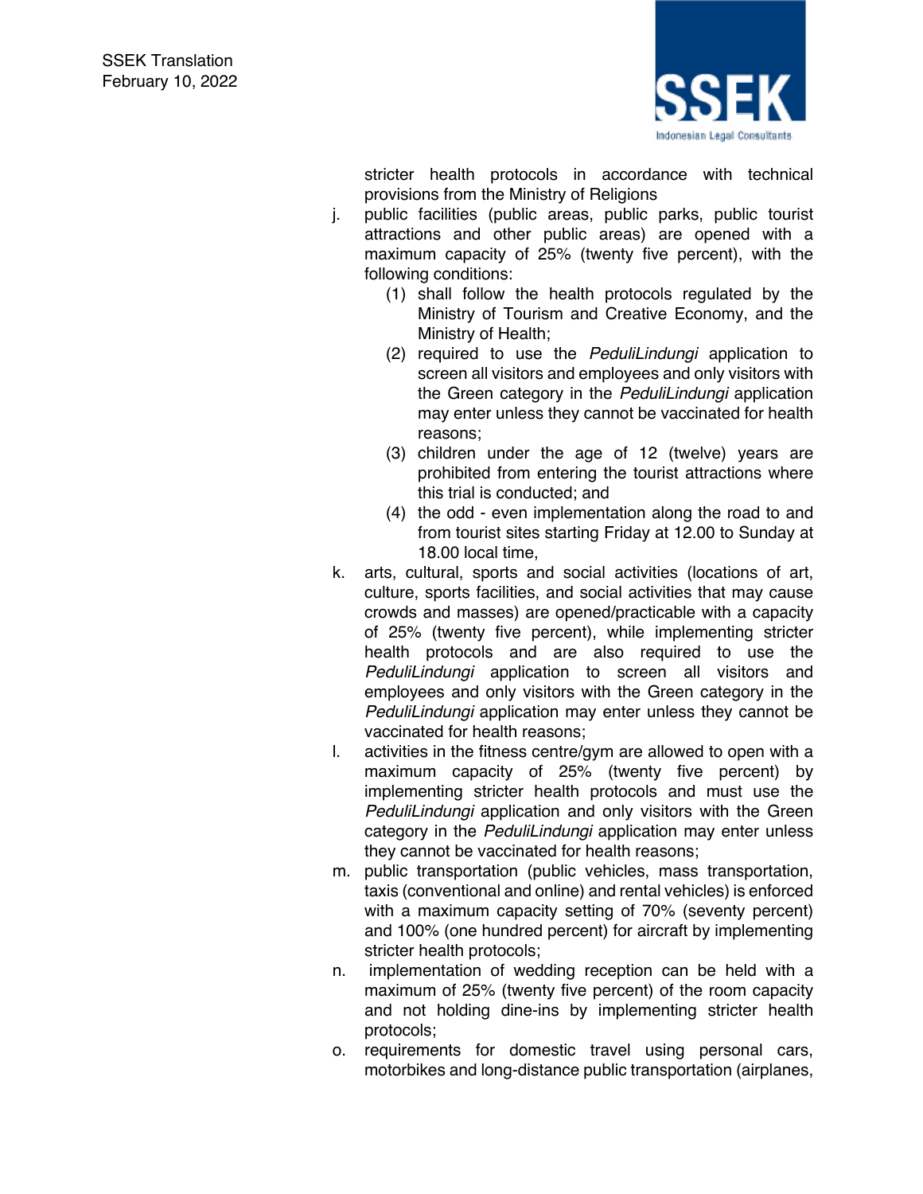stricter health protocols in accordance with technical provisions from the Ministry of Religions

j. public facilities (public areas, public parks, public tourist attractions and other public areas) are opened with a maximum capacity of 25% (twenty five percent), with the following conditions:
   (1) shall follow the health protocols regulated by the Ministry of Tourism and Creative Economy, and the Ministry of Health;
   (2) required to use the *PeduliLindungi* application to screen all visitors and employees and only visitors with the Green category in the *PeduliLindungi* application may enter unless they cannot be vaccinated for health reasons;
   (3) children under the age of 12 (twelve) years are prohibited from entering the tourist attractions where this trial is conducted; and
   (4) the odd - even implementation along the road to and from tourist sites starting Friday at 12.00 to Sunday at 18.00 local time,

k. arts, cultural, sports and social activities (locations of art, culture, sports facilities, and social activities that may cause crowds and masses) are opened/practicable with a capacity of 25% (twenty five percent), while implementing stricter health protocols and are also required to use the *PeduliLindungi* application to screen all visitors and employees and only visitors with the Green category in the *PeduliLindungi* application may enter unless they cannot be vaccinated for health reasons;

l. activities in the fitness centre/gym are allowed to open with a maximum capacity of 25% (twenty five percent) by implementing stricter health protocols and must use the *PeduliLindungi* application and only visitors with the Green category in the *PeduliLindungi* application may enter unless they cannot be vaccinated for health reasons;

m. public transportation (public vehicles, mass transportation, taxis (conventional and online) and rental vehicles) is enforced with a maximum capacity setting of 70% (seventy percent) and 100% (one hundred percent) for aircraft by implementing stricter health protocols;

n. implementation of wedding reception can be held with a maximum of 25% (twenty five percent) of the room capacity and not holding dine-ins by implementing stricter health protocols;

o. requirements for domestic travel using personal cars, motorbikes and long-distance public transportation (airplanes,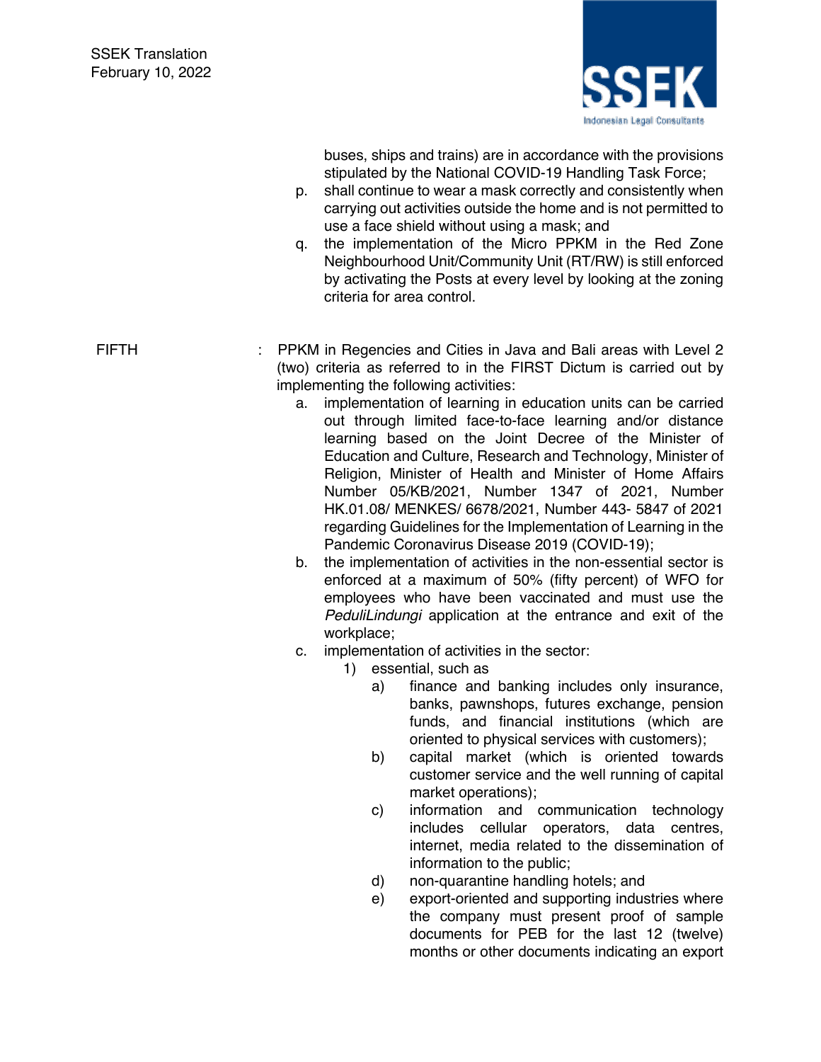buses, ships and trains) are in accordance with the provisions stipulated by the National COVID-19 Handling Task Force;

p. shall continue to wear a mask correctly and consistently when carrying out activities outside the home and is not permitted to use a face shield without using a mask; and

q. the implementation of the Micro PPKM in the Red Zone Neighbourhood Unit/Community Unit (RT/RW) is still enforced by activating the Posts at every level by looking at the zoning criteria for area control.

FIFTH : PPKM in Regencies and Cities in Java and Bali areas with Level 2 (two) criteria as referred to in the FIRST Dictum is carried out by implementing the following activities:

a. implementation of learning in education units can be carried out through limited face-to-face learning and/or distance learning based on the Joint Decree of the Minister of Education and Culture, Research and Technology, Minister of Religion, Minister of Health and Minister of Home Affairs Number 05/KB/2021, Number 1347 of 2021, Number HK.01.08/ MENKES/ 6678/2021, Number 443- 5847 of 2021 regarding Guidelines for the Implementation of Learning in the Pandemic Coronavirus Disease 2019 (COVID-19);

b. the implementation of activities in the non-essential sector is enforced at a maximum of 50% (fifty percent) of WFO for employees who have been vaccinated and must use the *PeduliLindungi* application at the entrance and exit of the workplace;

c. implementation of activities in the sector:

   1) essential, such as

      a) finance and banking includes only insurance, banks, pawnshops, futures exchange, pension funds, and financial institutions (which are oriented to physical services with customers);

      b) capital market (which is oriented towards customer service and the well running of capital market operations);

      c) information and communication technology includes cellular operators, data centres, internet, media related to the dissemination of information to the public;

      d) non-quarantine handling hotels; and

      e) export-oriented and supporting industries where the company must present proof of sample documents for PEB for the last 12 (twelve) months or other documents indicating an export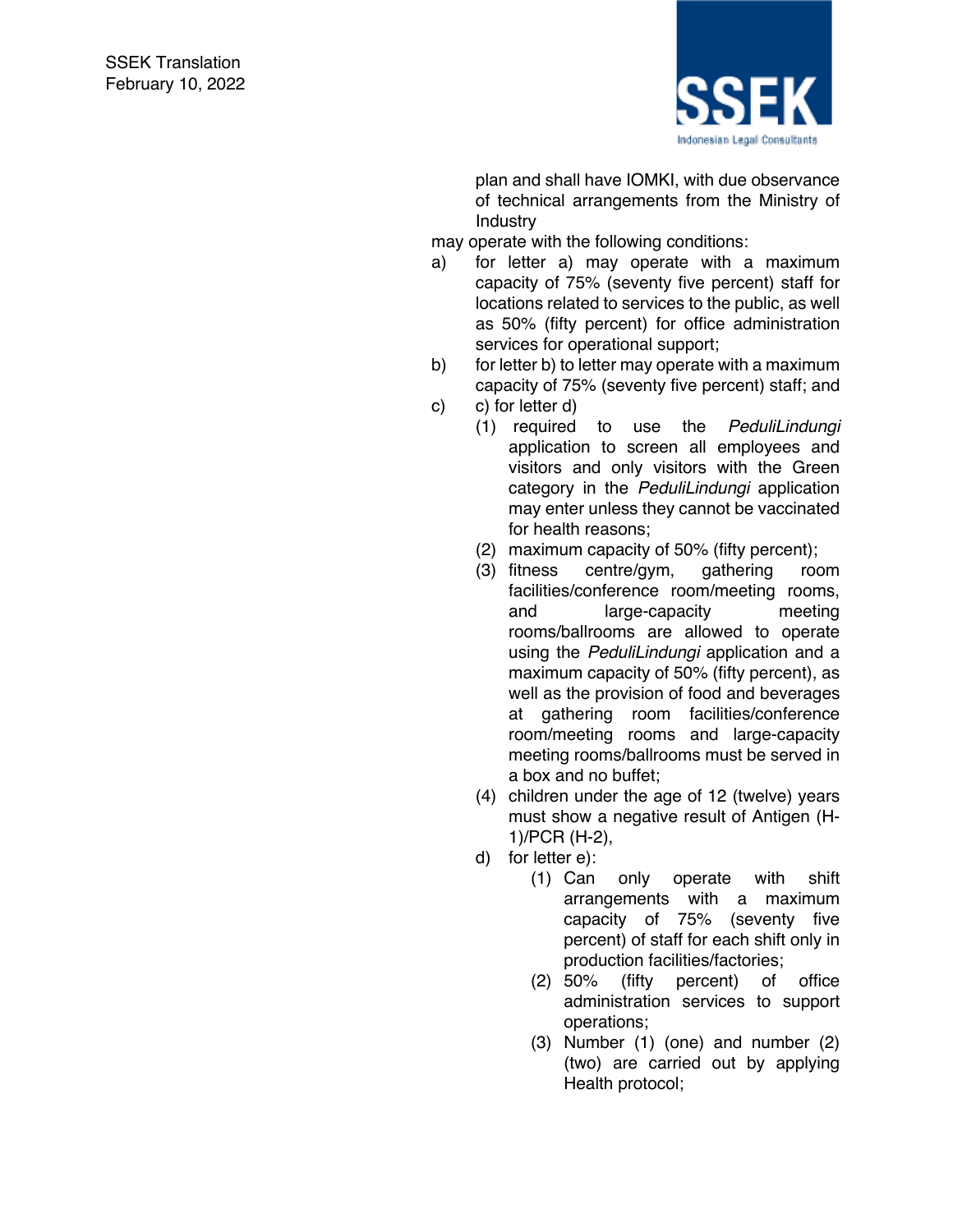plan and shall have IOMKI, with due observance of technical arrangements from the Ministry of Industry

may operate with the following conditions:

a) for letter a) may operate with a maximum capacity of 75% (seventy five percent) staff for locations related to services to the public, as well as 50% (fifty percent) for office administration services for operational support;

b) for letter b) to letter may operate with a maximum capacity of 75% (seventy five percent) staff; and

c) c) for letter d)
   (1) required to use the *PeduliLindungi* application to screen all employees and visitors and only visitors with the Green category in the *PeduliLindungi* application may enter unless they cannot be vaccinated for health reasons;
   (2) maximum capacity of 50% (fifty percent);
   (3) fitness centre/gym, gathering room facilities/conference room/meeting rooms, and large-capacity meeting rooms/ballrooms are allowed to operate using the *PeduliLindungi* application and a maximum capacity of 50% (fifty percent), as well as the provision of food and beverages at gathering room facilities/conference room/meeting rooms and large-capacity meeting rooms/ballrooms must be served in a box and no buffet;
   (4) children under the age of 12 (twelve) years must show a negative result of Antigen (H-1)/PCR (H-2),

   d) for letter e):
      (1) Can only operate with shift arrangements with a maximum capacity of 75% (seventy five percent) of staff for each shift only in production facilities/factories;
      (2) 50% (fifty percent) of office administration services to support operations;
      (3) Number (1) (one) and number (2) (two) are carried out by applying Health protocol;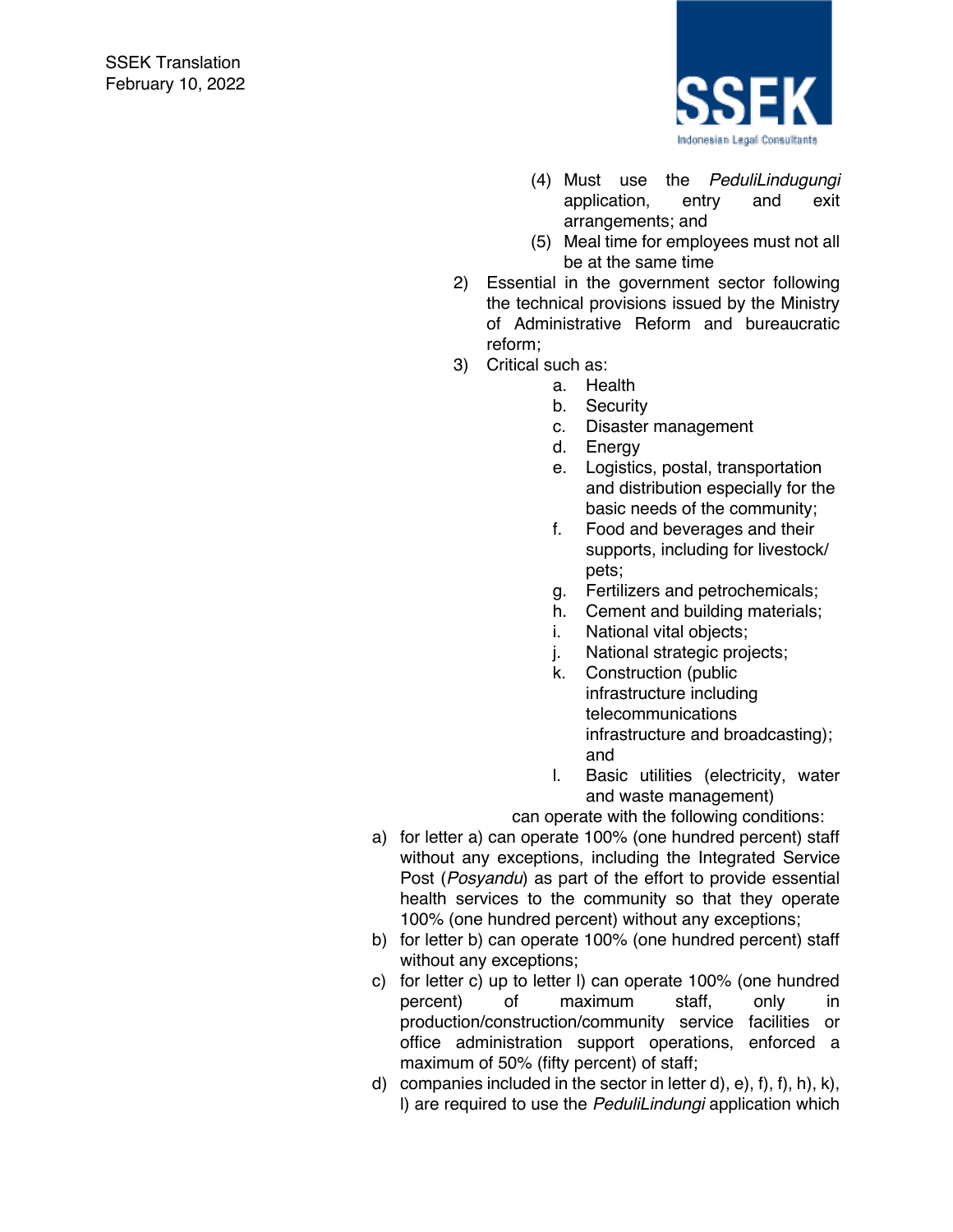(4) Must use the *PeduliLindugungi* application, entry and exit arrangements; and

(5) Meal time for employees must not all be at the same time

2) Essential in the government sector following the technical provisions issued by the Ministry of Administrative Reform and bureaucratic reform;

3) Critical such as:

   a. Health
   b. Security
   c. Disaster management
   d. Energy
   e. Logistics, postal, transportation and distribution especially for the basic needs of the community;
   f. Food and beverages and their supports, including for livestock/ pets;
   g. Fertilizers and petrochemicals;
   h. Cement and building materials;
   i. National vital objects;
   j. National strategic projects;
   k. Construction (public infrastructure including telecommunications infrastructure and broadcasting); and
   l. Basic utilities (electricity, water and waste management)

   can operate with the following conditions:

a) for letter a) can operate 100% (one hundred percent) staff without any exceptions, including the Integrated Service Post (*Posyandu*) as part of the effort to provide essential health services to the community so that they operate 100% (one hundred percent) without any exceptions;

b) for letter b) can operate 100% (one hundred percent) staff without any exceptions;

c) for letter c) up to letter l) can operate 100% (one hundred percent) of maximum staff, only in production/construction/community service facilities or office administration support operations, enforced a maximum of 50% (fifty percent) of staff;

d) companies included in the sector in letter d), e), f), f), h), k), l) are required to use the *PeduliLindungi* application which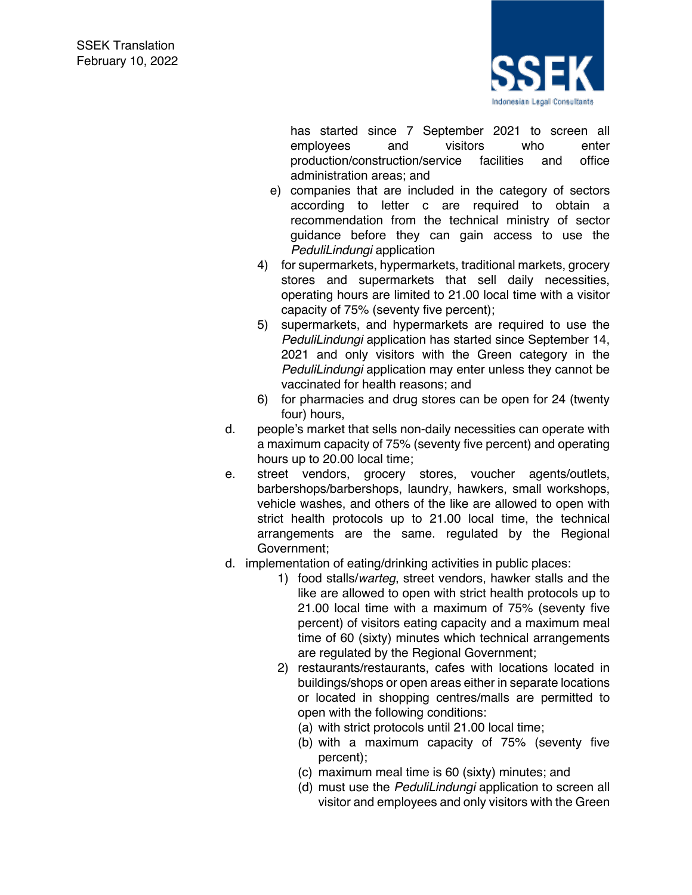has started since 7 September 2021 to screen all employees and visitors who enter production/construction/service facilities and office administration areas; and

e) companies that are included in the category of sectors according to letter c are required to obtain a recommendation from the technical ministry of sector guidance before they can gain access to use the *PeduliLindungi* application

4) for supermarkets, hypermarkets, traditional markets, grocery stores and supermarkets that sell daily necessities, operating hours are limited to 21.00 local time with a visitor capacity of 75% (seventy five percent);

5) supermarkets, and hypermarkets are required to use the *PeduliLindungi* application has started since September 14, 2021 and only visitors with the Green category in the *PeduliLindungi* application may enter unless they cannot be vaccinated for health reasons; and

6) for pharmacies and drug stores can be open for 24 (twenty four) hours,

d. people's market that sells non-daily necessities can operate with a maximum capacity of 75% (seventy five percent) and operating hours up to 20.00 local time;

e. street vendors, grocery stores, voucher agents/outlets, barbershops/barbershops, laundry, hawkers, small workshops, vehicle washes, and others of the like are allowed to open with strict health protocols up to 21.00 local time, the technical arrangements are the same. regulated by the Regional Government;

d. implementation of eating/drinking activities in public places:

1) food stalls/*warteg*, street vendors, hawker stalls and the like are allowed to open with strict health protocols up to 21.00 local time with a maximum of 75% (seventy five percent) of visitors eating capacity and a maximum meal time of 60 (sixty) minutes which technical arrangements are regulated by the Regional Government;

2) restaurants/restaurants, cafes with locations located in buildings/shops or open areas either in separate locations or located in shopping centres/malls are permitted to open with the following conditions:

(a) with strict protocols until 21.00 local time;

(b) with a maximum capacity of 75% (seventy five percent);

(c) maximum meal time is 60 (sixty) minutes; and

(d) must use the *PeduliLindungi* application to screen all visitor and employees and only visitors with the Green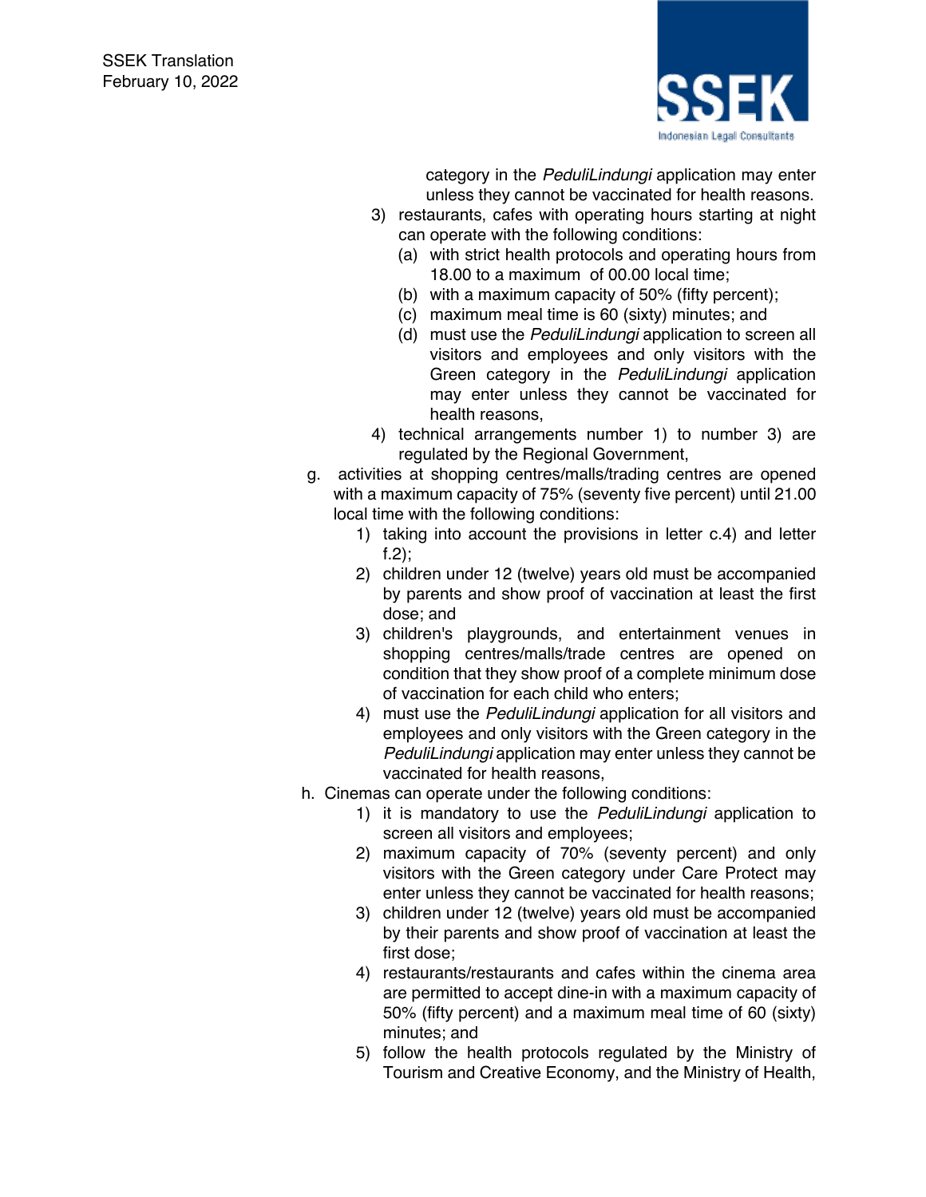category in the *PeduliLindungi* application may enter unless they cannot be vaccinated for health reasons.

3) restaurants, cafes with operating hours starting at night can operate with the following conditions:
   (a) with strict health protocols and operating hours from 18.00 to a maximum of 00.00 local time;
   (b) with a maximum capacity of 50% (fifty percent);
   (c) maximum meal time is 60 (sixty) minutes; and
   (d) must use the *PeduliLindungi* application to screen all visitors and employees and only visitors with the Green category in the *PeduliLindungi* application may enter unless they cannot be vaccinated for health reasons,
4) technical arrangements number 1) to number 3) are regulated by the Regional Government,

g. activities at shopping centres/malls/trading centres are opened with a maximum capacity of 75% (seventy five percent) until 21.00 local time with the following conditions:
   1) taking into account the provisions in letter c.4) and letter f.2);
   2) children under 12 (twelve) years old must be accompanied by parents and show proof of vaccination at least the first dose; and
   3) children's playgrounds, and entertainment venues in shopping centres/malls/trade centres are opened on condition that they show proof of a complete minimum dose of vaccination for each child who enters;
   4) must use the *PeduliLindungi* application for all visitors and employees and only visitors with the Green category in the *PeduliLindungi* application may enter unless they cannot be vaccinated for health reasons,

h. Cinemas can operate under the following conditions:
   1) it is mandatory to use the *PeduliLindungi* application to screen all visitors and employees;
   2) maximum capacity of 70% (seventy percent) and only visitors with the Green category under Care Protect may enter unless they cannot be vaccinated for health reasons;
   3) children under 12 (twelve) years old must be accompanied by their parents and show proof of vaccination at least the first dose;
   4) restaurants/restaurants and cafes within the cinema area are permitted to accept dine-in with a maximum capacity of 50% (fifty percent) and a maximum meal time of 60 (sixty) minutes; and
   5) follow the health protocols regulated by the Ministry of Tourism and Creative Economy, and the Ministry of Health,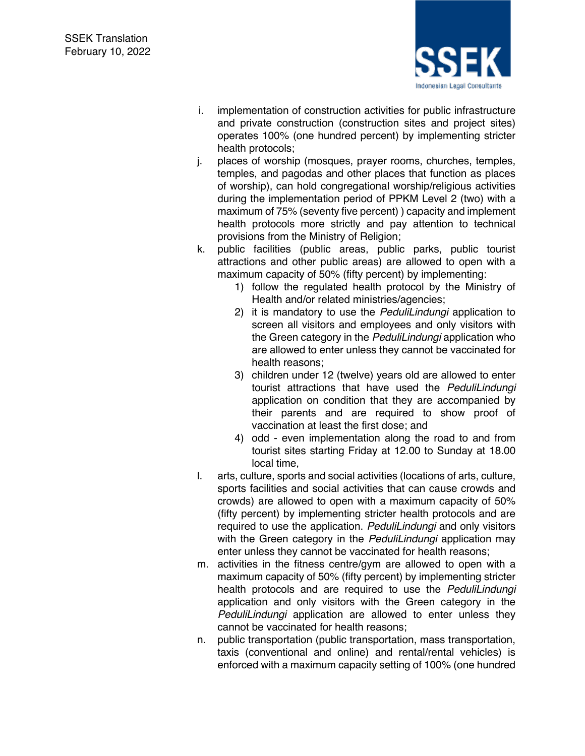i. implementation of construction activities for public infrastructure and private construction (construction sites and project sites) operates 100% (one hundred percent) by implementing stricter health protocols;

j. places of worship (mosques, prayer rooms, churches, temples, temples, and pagodas and other places that function as places of worship), can hold congregational worship/religious activities during the implementation period of PPKM Level 2 (two) with a maximum of 75% (seventy five percent) ) capacity and implement health protocols more strictly and pay attention to technical provisions from the Ministry of Religion;

k. public facilities (public areas, public parks, public tourist attractions and other public areas) are allowed to open with a maximum capacity of 50% (fifty percent) by implementing:
   1) follow the regulated health protocol by the Ministry of Health and/or related ministries/agencies;
   2) it is mandatory to use the *PeduliLindungi* application to screen all visitors and employees and only visitors with the Green category in the *PeduliLindungi* application who are allowed to enter unless they cannot be vaccinated for health reasons;
   3) children under 12 (twelve) years old are allowed to enter tourist attractions that have used the *PeduliLindungi* application on condition that they are accompanied by their parents and are required to show proof of vaccination at least the first dose; and
   4) odd - even implementation along the road to and from tourist sites starting Friday at 12.00 to Sunday at 18.00 local time,

l. arts, culture, sports and social activities (locations of arts, culture, sports facilities and social activities that can cause crowds and crowds) are allowed to open with a maximum capacity of 50% (fifty percent) by implementing stricter health protocols and are required to use the application. *PeduliLindungi* and only visitors with the Green category in the *PeduliLindungi* application may enter unless they cannot be vaccinated for health reasons;

m. activities in the fitness centre/gym are allowed to open with a maximum capacity of 50% (fifty percent) by implementing stricter health protocols and are required to use the *PeduliLindungi* application and only visitors with the Green category in the *PeduliLindungi* application are allowed to enter unless they cannot be vaccinated for health reasons;

n. public transportation (public transportation, mass transportation, taxis (conventional and online) and rental/rental vehicles) is enforced with a maximum capacity setting of 100% (one hundred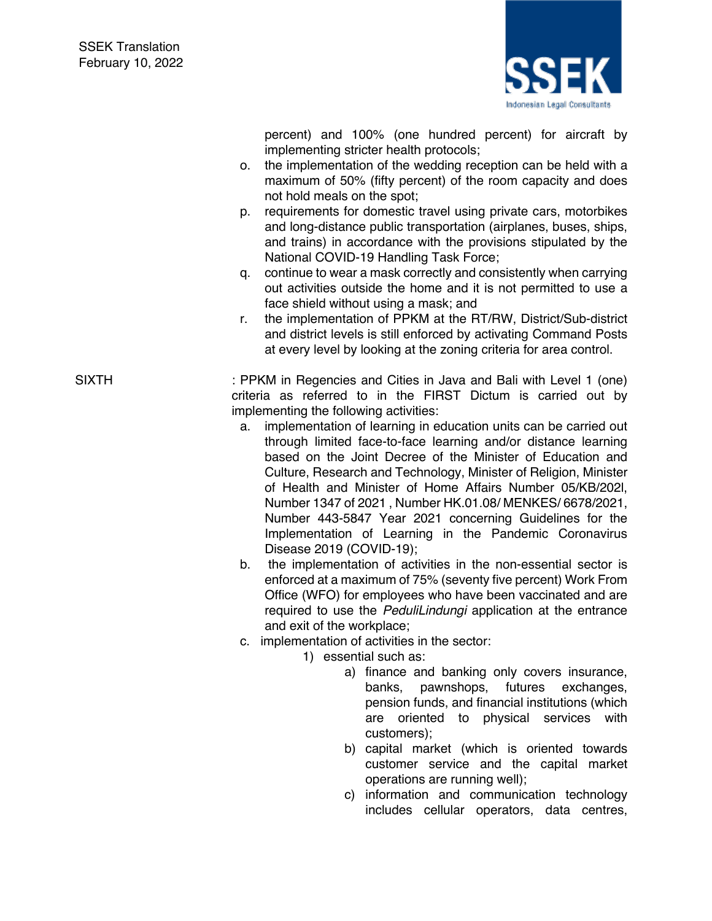percent) and 100% (one hundred percent) for aircraft by implementing stricter health protocols;

o. the implementation of the wedding reception can be held with a maximum of 50% (fifty percent) of the room capacity and does not hold meals on the spot;

p. requirements for domestic travel using private cars, motorbikes and long-distance public transportation (airplanes, buses, ships, and trains) in accordance with the provisions stipulated by the National COVID-19 Handling Task Force;

q. continue to wear a mask correctly and consistently when carrying out activities outside the home and it is not permitted to use a face shield without using a mask; and

r. the implementation of PPKM at the RT/RW, District/Sub-district and district levels is still enforced by activating Command Posts at every level by looking at the zoning criteria for area control.

SIXTH : PPKM in Regencies and Cities in Java and Bali with Level 1 (one) criteria as referred to in the FIRST Dictum is carried out by implementing the following activities:

a. implementation of learning in education units can be carried out through limited face-to-face learning and/or distance learning based on the Joint Decree of the Minister of Education and Culture, Research and Technology, Minister of Religion, Minister of Health and Minister of Home Affairs Number 05/KB/202l, Number 1347 of 2021 , Number HK.01.08/ MENKES/ 6678/2021, Number 443-5847 Year 2021 concerning Guidelines for the Implementation of Learning in the Pandemic Coronavirus Disease 2019 (COVID-19);

b. the implementation of activities in the non-essential sector is enforced at a maximum of 75% (seventy five percent) Work From Office (WFO) for employees who have been vaccinated and are required to use the *PeduliLindungi* application at the entrance and exit of the workplace;

c. implementation of activities in the sector:

1) essential such as:

a) finance and banking only covers insurance, banks, pawnshops, futures exchanges, pension funds, and financial institutions (which are oriented to physical services with customers);

b) capital market (which is oriented towards customer service and the capital market operations are running well);

c) information and communication technology includes cellular operators, data centres,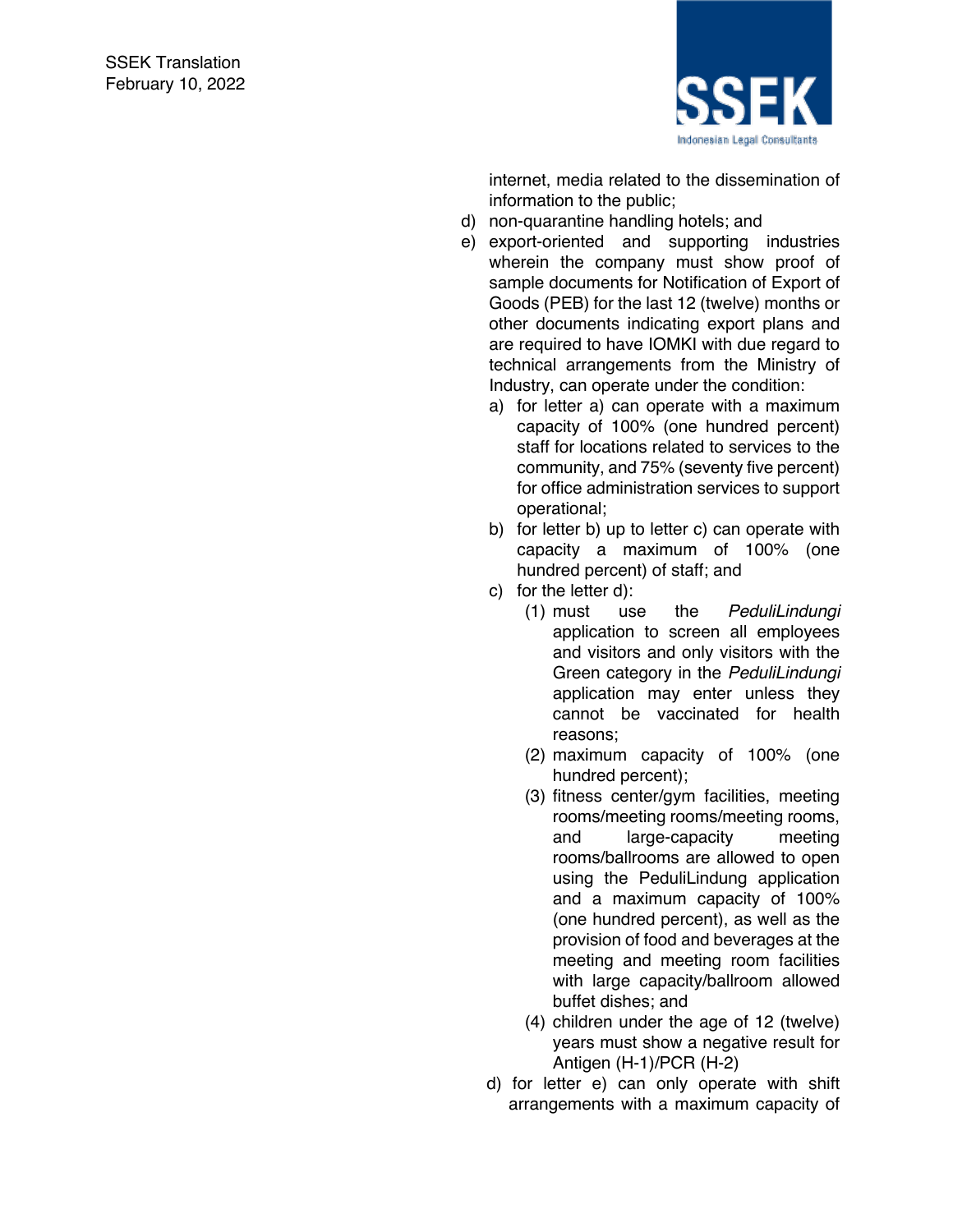internet, media related to the dissemination of information to the public;

d) non-quarantine handling hotels; and

e) export-oriented and supporting industries wherein the company must show proof of sample documents for Notification of Export of Goods (PEB) for the last 12 (twelve) months or other documents indicating export plans and are required to have IOMKI with due regard to technical arrangements from the Ministry of Industry, can operate under the condition:

   a) for letter a) can operate with a maximum capacity of 100% (one hundred percent) staff for locations related to services to the community, and 75% (seventy five percent) for office administration services to support operational;

   b) for letter b) up to letter c) can operate with capacity a maximum of 100% (one hundred percent) of staff; and

   c) for the letter d):

      (1) must use the *PeduliLindungi* application to screen all employees and visitors and only visitors with the Green category in the *PeduliLindungi* application may enter unless they cannot be vaccinated for health reasons;

      (2) maximum capacity of 100% (one hundred percent);

      (3) fitness center/gym facilities, meeting rooms/meeting rooms/meeting rooms, and large-capacity meeting rooms/ballrooms are allowed to open using the PeduliLindung application and a maximum capacity of 100% (one hundred percent), as well as the provision of food and beverages at the meeting and meeting room facilities with large capacity/ballroom allowed buffet dishes; and

      (4) children under the age of 12 (twelve) years must show a negative result for Antigen (H-1)/PCR (H-2)

   d) for letter e) can only operate with shift arrangements with a maximum capacity of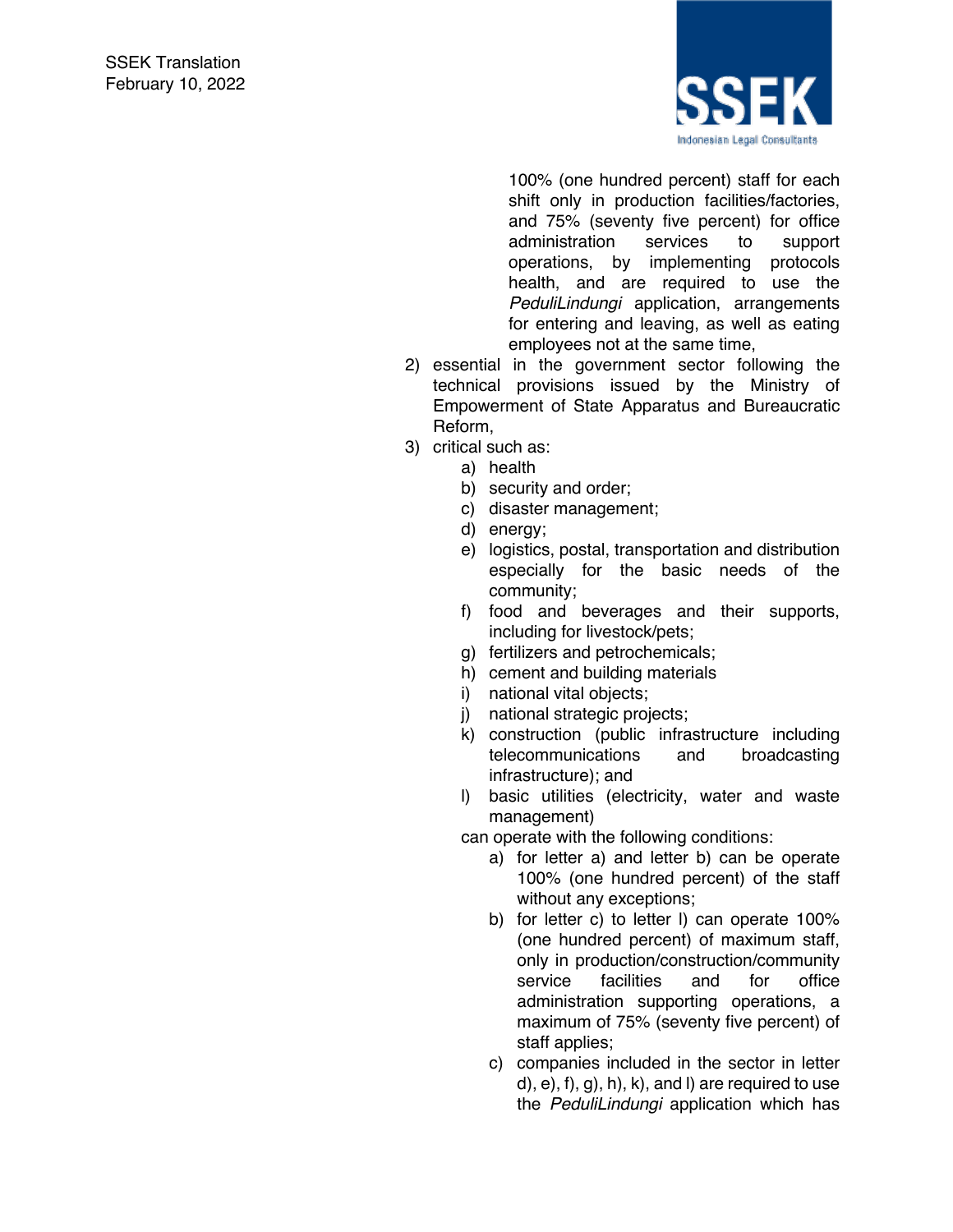100% (one hundred percent) staff for each shift only in production facilities/factories, and 75% (seventy five percent) for office administration services to support operations, by implementing protocols health, and are required to use the *PeduliLindungi* application, arrangements for entering and leaving, as well as eating employees not at the same time,

2) essential in the government sector following the technical provisions issued by the Ministry of Empowerment of State Apparatus and Bureaucratic Reform,
3) critical such as:
   a) health
   b) security and order;
   c) disaster management;
   d) energy;
   e) logistics, postal, transportation and distribution especially for the basic needs of the community;
   f) food and beverages and their supports, including for livestock/pets;
   g) fertilizers and petrochemicals;
   h) cement and building materials
   i) national vital objects;
   j) national strategic projects;
   k) construction (public infrastructure including telecommunications and broadcasting infrastructure); and
   l) basic utilities (electricity, water and waste management)

   can operate with the following conditions:
   a) for letter a) and letter b) can be operate 100% (one hundred percent) of the staff without any exceptions;
   b) for letter c) to letter l) can operate 100% (one hundred percent) of maximum staff, only in production/construction/community service facilities and for office administration supporting operations, a maximum of 75% (seventy five percent) of staff applies;
   c) companies included in the sector in letter d), e), f), g), h), k), and l) are required to use the *PeduliLindungi* application which has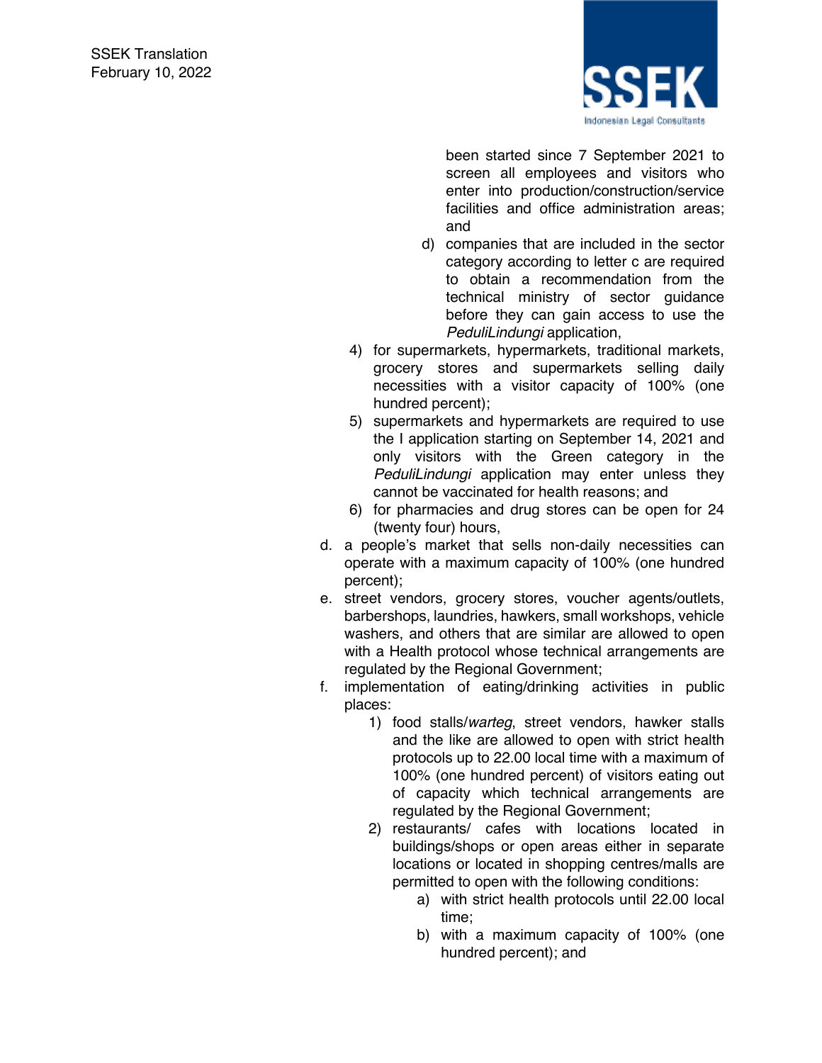been started since 7 September 2021 to screen all employees and visitors who enter into production/construction/service facilities and office administration areas; and

d) companies that are included in the sector category according to letter c are required to obtain a recommendation from the technical ministry of sector guidance before they can gain access to use the *PeduliLindungi* application,

4) for supermarkets, hypermarkets, traditional markets, grocery stores and supermarkets selling daily necessities with a visitor capacity of 100% (one hundred percent);

5) supermarkets and hypermarkets are required to use the I application starting on September 14, 2021 and only visitors with the Green category in the *PeduliLindungi* application may enter unless they cannot be vaccinated for health reasons; and

6) for pharmacies and drug stores can be open for 24 (twenty four) hours,

d. a people's market that sells non-daily necessities can operate with a maximum capacity of 100% (one hundred percent);

e. street vendors, grocery stores, voucher agents/outlets, barbershops, laundries, hawkers, small workshops, vehicle washers, and others that are similar are allowed to open with a Health protocol whose technical arrangements are regulated by the Regional Government;

f. implementation of eating/drinking activities in public places:

1) food stalls/*warteg*, street vendors, hawker stalls and the like are allowed to open with strict health protocols up to 22.00 local time with a maximum of 100% (one hundred percent) of visitors eating out of capacity which technical arrangements are regulated by the Regional Government;

2) restaurants/ cafes with locations located in buildings/shops or open areas either in separate locations or located in shopping centres/malls are permitted to open with the following conditions:

a) with strict health protocols until 22.00 local time;

b) with a maximum capacity of 100% (one hundred percent); and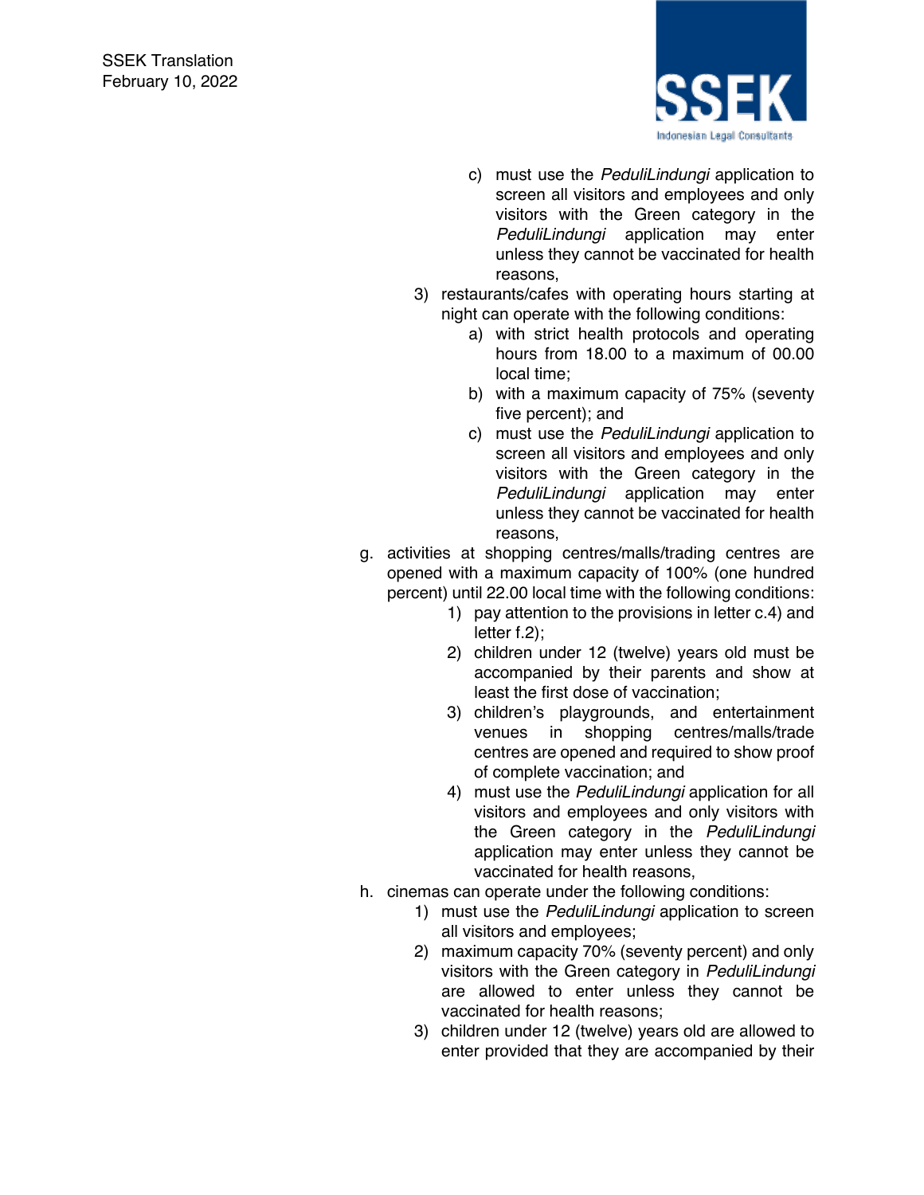c) must use the *PeduliLindungi* application to screen all visitors and employees and only visitors with the Green category in the *PeduliLindungi* application may enter unless they cannot be vaccinated for health reasons,

3) restaurants/cafes with operating hours starting at night can operate with the following conditions:

   a) with strict health protocols and operating hours from 18.00 to a maximum of 00.00 local time;

   b) with a maximum capacity of 75% (seventy five percent); and

   c) must use the *PeduliLindungi* application to screen all visitors and employees and only visitors with the Green category in the *PeduliLindungi* application may enter unless they cannot be vaccinated for health reasons,

g. activities at shopping centres/malls/trading centres are opened with a maximum capacity of 100% (one hundred percent) until 22.00 local time with the following conditions:

   1) pay attention to the provisions in letter c.4) and letter f.2);

   2) children under 12 (twelve) years old must be accompanied by their parents and show at least the first dose of vaccination;

   3) children's playgrounds, and entertainment venues in shopping centres/malls/trade centres are opened and required to show proof of complete vaccination; and

   4) must use the *PeduliLindungi* application for all visitors and employees and only visitors with the Green category in the *PeduliLindungi* application may enter unless they cannot be vaccinated for health reasons,

h. cinemas can operate under the following conditions:

   1) must use the *PeduliLindungi* application to screen all visitors and employees;

   2) maximum capacity 70% (seventy percent) and only visitors with the Green category in *PeduliLindungi* are allowed to enter unless they cannot be vaccinated for health reasons;

   3) children under 12 (twelve) years old are allowed to enter provided that they are accompanied by their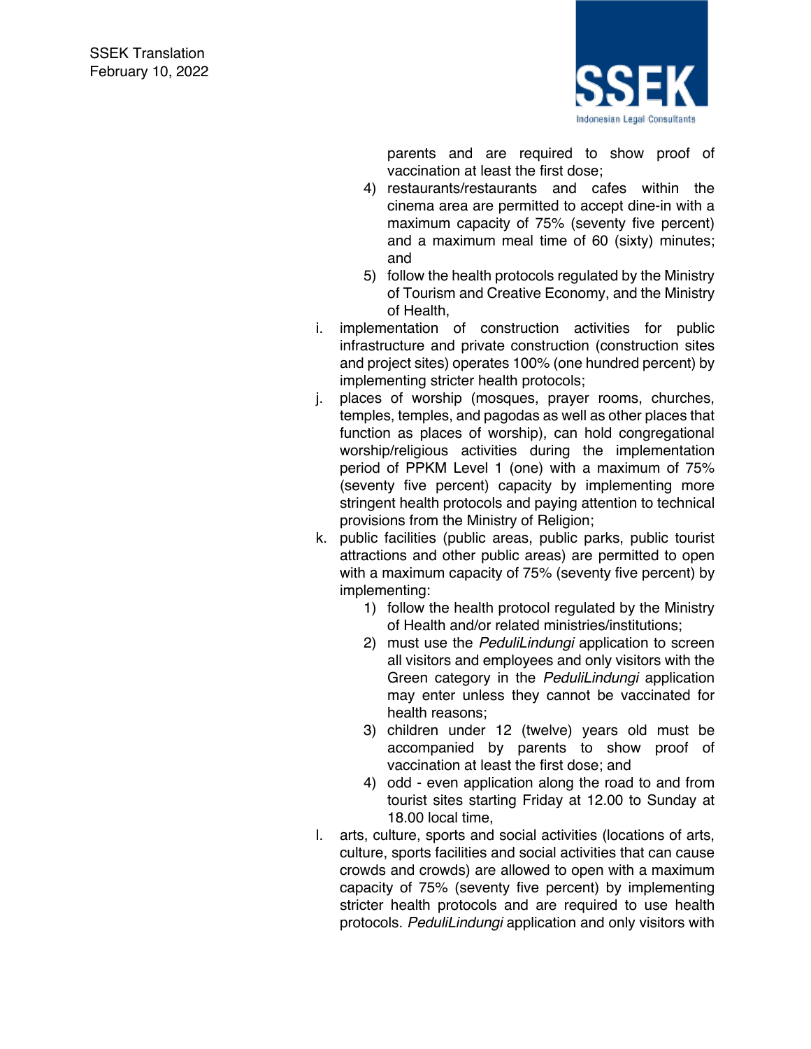parents and are required to show proof of vaccination at least the first dose;

4) restaurants/restaurants and cafes within the cinema area are permitted to accept dine-in with a maximum capacity of 75% (seventy five percent) and a maximum meal time of 60 (sixty) minutes; and

5) follow the health protocols regulated by the Ministry of Tourism and Creative Economy, and the Ministry of Health,

i. implementation of construction activities for public infrastructure and private construction (construction sites and project sites) operates 100% (one hundred percent) by implementing stricter health protocols;

j. places of worship (mosques, prayer rooms, churches, temples, temples, and pagodas as well as other places that function as places of worship), can hold congregational worship/religious activities during the implementation period of PPKM Level 1 (one) with a maximum of 75% (seventy five percent) capacity by implementing more stringent health protocols and paying attention to technical provisions from the Ministry of Religion;

k. public facilities (public areas, public parks, public tourist attractions and other public areas) are permitted to open with a maximum capacity of 75% (seventy five percent) by implementing:

1) follow the health protocol regulated by the Ministry of Health and/or related ministries/institutions;
2) must use the *PeduliLindungi* application to screen all visitors and employees and only visitors with the Green category in the *PeduliLindungi* application may enter unless they cannot be vaccinated for health reasons;
3) children under 12 (twelve) years old must be accompanied by parents to show proof of vaccination at least the first dose; and
4) odd - even application along the road to and from tourist sites starting Friday at 12.00 to Sunday at 18.00 local time,

l. arts, culture, sports and social activities (locations of arts, culture, sports facilities and social activities that can cause crowds and crowds) are allowed to open with a maximum capacity of 75% (seventy five percent) by implementing stricter health protocols and are required to use health protocols. *PeduliLindungi* application and only visitors with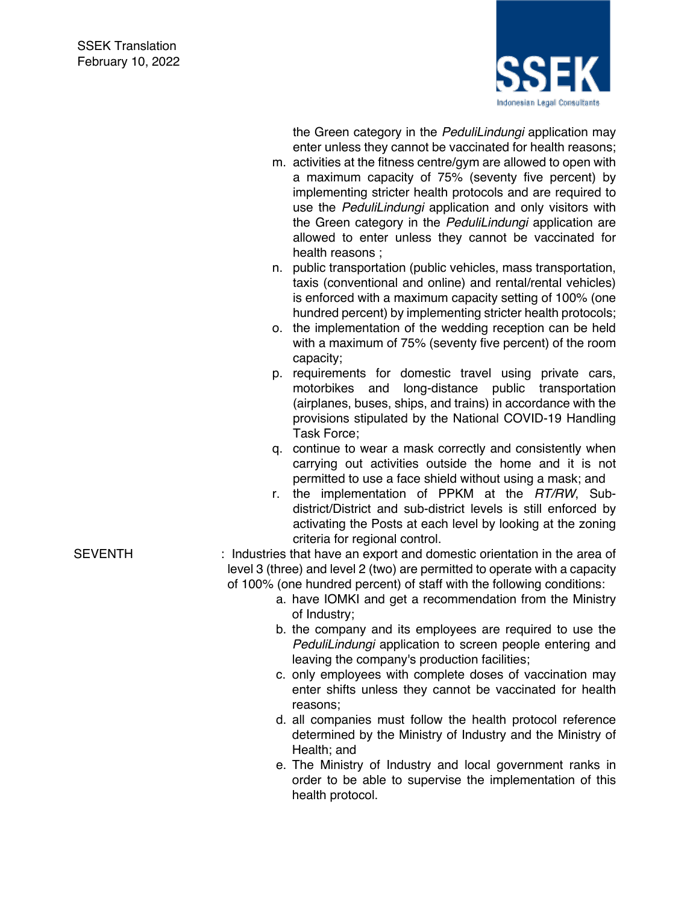the Green category in the *PeduliLindungi* application may enter unless they cannot be vaccinated for health reasons;

m. activities at the fitness centre/gym are allowed to open with a maximum capacity of 75% (seventy five percent) by implementing stricter health protocols and are required to use the *PeduliLindungi* application and only visitors with the Green category in the *PeduliLindungi* application are allowed to enter unless they cannot be vaccinated for health reasons ;

n. public transportation (public vehicles, mass transportation, taxis (conventional and online) and rental/rental vehicles) is enforced with a maximum capacity setting of 100% (one hundred percent) by implementing stricter health protocols;

o. the implementation of the wedding reception can be held with a maximum of 75% (seventy five percent) of the room capacity;

p. requirements for domestic travel using private cars, motorbikes and long-distance public transportation (airplanes, buses, ships, and trains) in accordance with the provisions stipulated by the National COVID-19 Handling Task Force;

q. continue to wear a mask correctly and consistently when carrying out activities outside the home and it is not permitted to use a face shield without using a mask; and

r. the implementation of PPKM at the *RT/RW*, Sub-district/District and sub-district levels is still enforced by activating the Posts at each level by looking at the zoning criteria for regional control.

SEVENTH : Industries that have an export and domestic orientation in the area of level 3 (three) and level 2 (two) are permitted to operate with a capacity of 100% (one hundred percent) of staff with the following conditions:

a. have IOMKI and get a recommendation from the Ministry of Industry;

b. the company and its employees are required to use the *PeduliLindungi* application to screen people entering and leaving the company's production facilities;

c. only employees with complete doses of vaccination may enter shifts unless they cannot be vaccinated for health reasons;

d. all companies must follow the health protocol reference determined by the Ministry of Industry and the Ministry of Health; and

e. The Ministry of Industry and local government ranks in order to be able to supervise the implementation of this health protocol.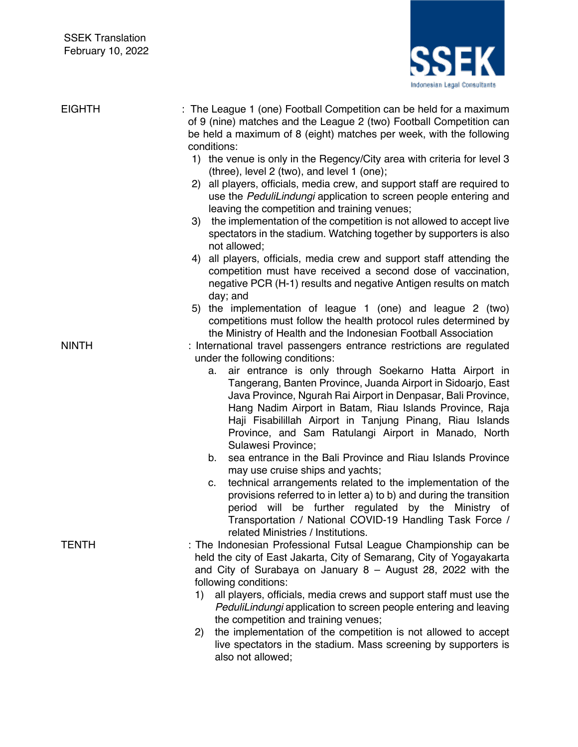EIGHTH : The League 1 (one) Football Competition can be held for a maximum of 9 (nine) matches and the League 2 (two) Football Competition can be held a maximum of 8 (eight) matches per week, with the following conditions:

1) the venue is only in the Regency/City area with criteria for level 3 (three), level 2 (two), and level 1 (one);
2) all players, officials, media crew, and support staff are required to use the *PeduliLindungi* application to screen people entering and leaving the competition and training venues;
3) the implementation of the competition is not allowed to accept live spectators in the stadium. Watching together by supporters is also not allowed;
4) all players, officials, media crew and support staff attending the competition must have received a second dose of vaccination, negative PCR (H-1) results and negative Antigen results on match day; and
5) the implementation of league 1 (one) and league 2 (two) competitions must follow the health protocol rules determined by the Ministry of Health and the Indonesian Football Association

NINTH : International travel passengers entrance restrictions are regulated under the following conditions:

a. air entrance is only through Soekarno Hatta Airport in Tangerang, Banten Province, Juanda Airport in Sidoarjo, East Java Province, Ngurah Rai Airport in Denpasar, Bali Province, Hang Nadim Airport in Batam, Riau Islands Province, Raja Haji Fisabilillah Airport in Tanjung Pinang, Riau Islands Province, and Sam Ratulangi Airport in Manado, North Sulawesi Province;
b. sea entrance in the Bali Province and Riau Islands Province may use cruise ships and yachts;
c. technical arrangements related to the implementation of the provisions referred to in letter a) to b) and during the transition period will be further regulated by the Ministry of Transportation / National COVID-19 Handling Task Force / related Ministries / Institutions.

TENTH : The Indonesian Professional Futsal League Championship can be held the city of East Jakarta, City of Semarang, City of Yogayakarta and City of Surabaya on January 8 – August 28, 2022 with the following conditions:

1) all players, officials, media crews and support staff must use the *PeduliLindungi* application to screen people entering and leaving the competition and training venues;
2) the implementation of the competition is not allowed to accept live spectators in the stadium. Mass screening by supporters is also not allowed;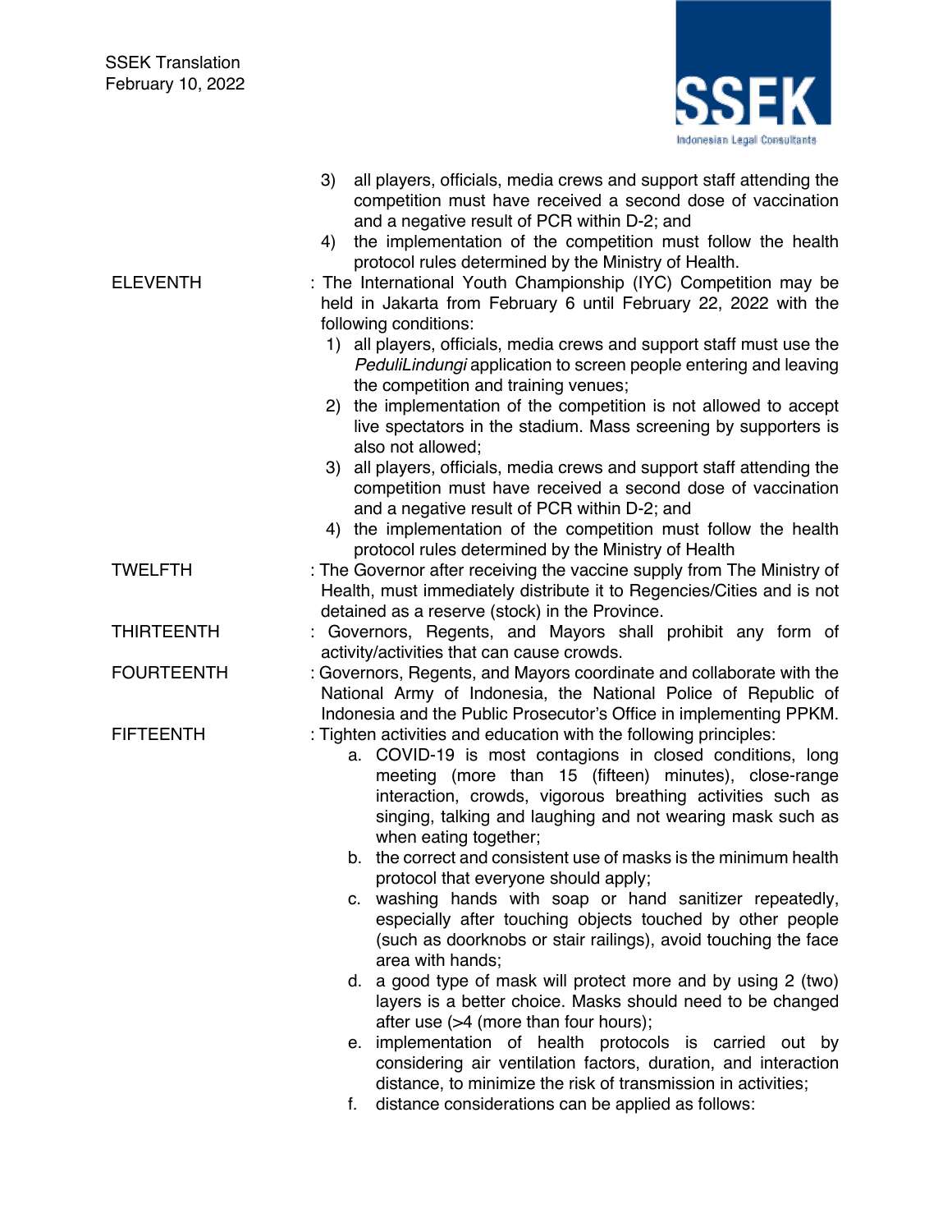3) all players, officials, media crews and support staff attending the competition must have received a second dose of vaccination and a negative result of PCR within D-2; and
4) the implementation of the competition must follow the health protocol rules determined by the Ministry of Health.

**ELEVENTH** : The International Youth Championship (IYC) Competition may be held in Jakarta from February 6 until February 22, 2022 with the following conditions:

1) all players, officials, media crews and support staff must use the *PeduliLindungi* application to screen people entering and leaving the competition and training venues;
2) the implementation of the competition is not allowed to accept live spectators in the stadium. Mass screening by supporters is also not allowed;
3) all players, officials, media crews and support staff attending the competition must have received a second dose of vaccination and a negative result of PCR within D-2; and
4) the implementation of the competition must follow the health protocol rules determined by the Ministry of Health

**TWELFTH** : The Governor after receiving the vaccine supply from The Ministry of Health, must immediately distribute it to Regencies/Cities and is not detained as a reserve (stock) in the Province.

**THIRTEENTH** : Governors, Regents, and Mayors shall prohibit any form of activity/activities that can cause crowds.

**FOURTEENTH** : Governors, Regents, and Mayors coordinate and collaborate with the National Army of Indonesia, the National Police of Republic of Indonesia and the Public Prosecutor's Office in implementing PPKM.

**FIFTEENTH** : Tighten activities and education with the following principles:

a. COVID-19 is most contagions in closed conditions, long meeting (more than 15 (fifteen) minutes), close-range interaction, crowds, vigorous breathing activities such as singing, talking and laughing and not wearing mask such as when eating together;
b. the correct and consistent use of masks is the minimum health protocol that everyone should apply;
c. washing hands with soap or hand sanitizer repeatedly, especially after touching objects touched by other people (such as doorknobs or stair railings), avoid touching the face area with hands;
d. a good type of mask will protect more and by using 2 (two) layers is a better choice. Masks should need to be changed after use (>4 (more than four hours);
e. implementation of health protocols is carried out by considering air ventilation factors, duration, and interaction distance, to minimize the risk of transmission in activities;
f. distance considerations can be applied as follows: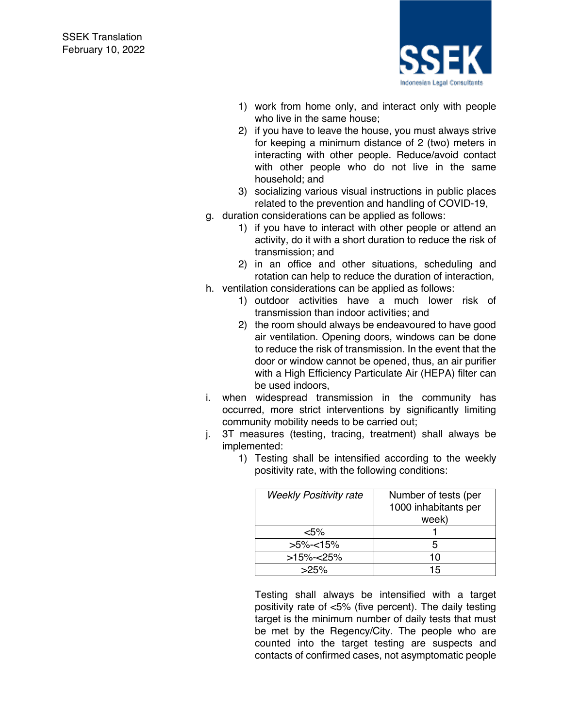1) work from home only, and interact only with people who live in the same house;
2) if you have to leave the house, you must always strive for keeping a minimum distance of 2 (two) meters in interacting with other people. Reduce/avoid contact with other people who do not live in the same household; and
3) socializing various visual instructions in public places related to the prevention and handling of COVID-19,

g. duration considerations can be applied as follows:
   1) if you have to interact with other people or attend an activity, do it with a short duration to reduce the risk of transmission; and
   2) in an office and other situations, scheduling and rotation can help to reduce the duration of interaction,

h. ventilation considerations can be applied as follows:
   1) outdoor activities have a much lower risk of transmission than indoor activities; and
   2) the room should always be endeavoured to have good air ventilation. Opening doors, windows can be done to reduce the risk of transmission. In the event that the door or window cannot be opened, thus, an air purifier with a High Efficiency Particulate Air (HEPA) filter can be used indoors,

i. when widespread transmission in the community has occurred, more strict interventions by significantly limiting community mobility needs to be carried out;

j. 3T measures (testing, tracing, treatment) shall always be implemented:
   1) Testing shall be intensified according to the weekly positivity rate, with the following conditions:

| *Weekly Positivity rate* | Number of tests (per 1000 inhabitants per week) |
|---|---|
| <5% | 1 |
| >5%-<15% | 5 |
| >15%-<25% | 10 |
| >25% | 15 |

Testing shall always be intensified with a target positivity rate of <5% (five percent). The daily testing target is the minimum number of daily tests that must be met by the Regency/City. The people who are counted into the target testing are suspects and contacts of confirmed cases, not asymptomatic people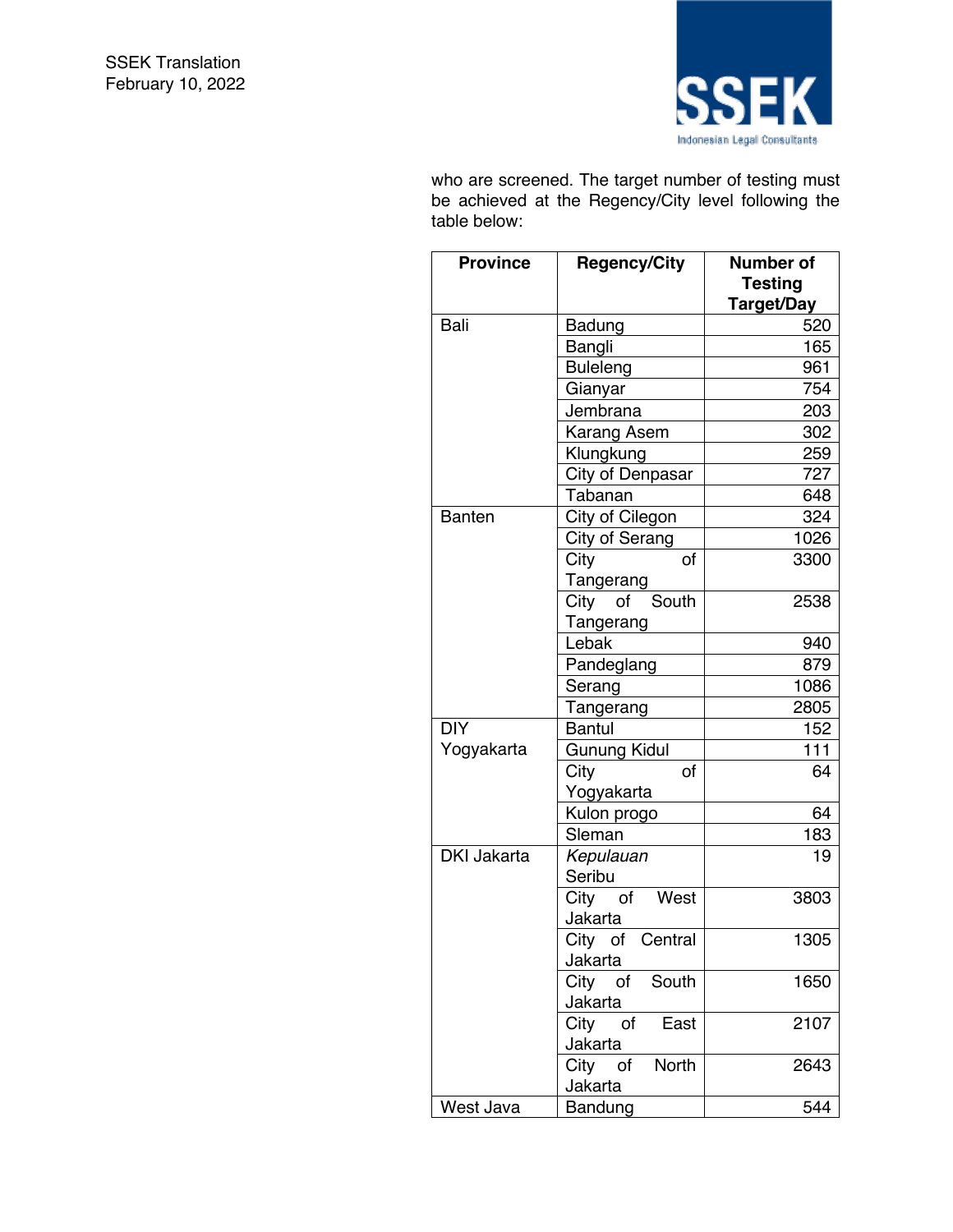who are screened. The target number of testing must be achieved at the Regency/City level following the table below:

| Province | Regency/City | Number of Testing Target/Day |
|---|---|---|
| Bali | Badung | 520 |
| | Bangli | 165 |
| | Buleleng | 961 |
| | Gianyar | 754 |
| | Jembrana | 203 |
| | Karang Asem | 302 |
| | Klungkung | 259 |
| | City of Denpasar | 727 |
| | Tabanan | 648 |
| Banten | City of Cilegon | 324 |
| | City of Serang | 1026 |
| | City of Tangerang | 3300 |
| | City of South Tangerang | 2538 |
| | Lebak | 940 |
| | Pandeglang | 879 |
| | Serang | 1086 |
| | Tangerang | 2805 |
| DIY Yogyakarta | Bantul | 152 |
| | Gunung Kidul | 111 |
| | City of Yogyakarta | 64 |
| | Kulon progo | 64 |
| | Sleman | 183 |
| DKI Jakarta | *Kepulauan* Seribu | 19 |
| | City of West Jakarta | 3803 |
| | City of Central Jakarta | 1305 |
| | City of South Jakarta | 1650 |
| | City of East Jakarta | 2107 |
| | City of North Jakarta | 2643 |
| West Java | Bandung | 544 |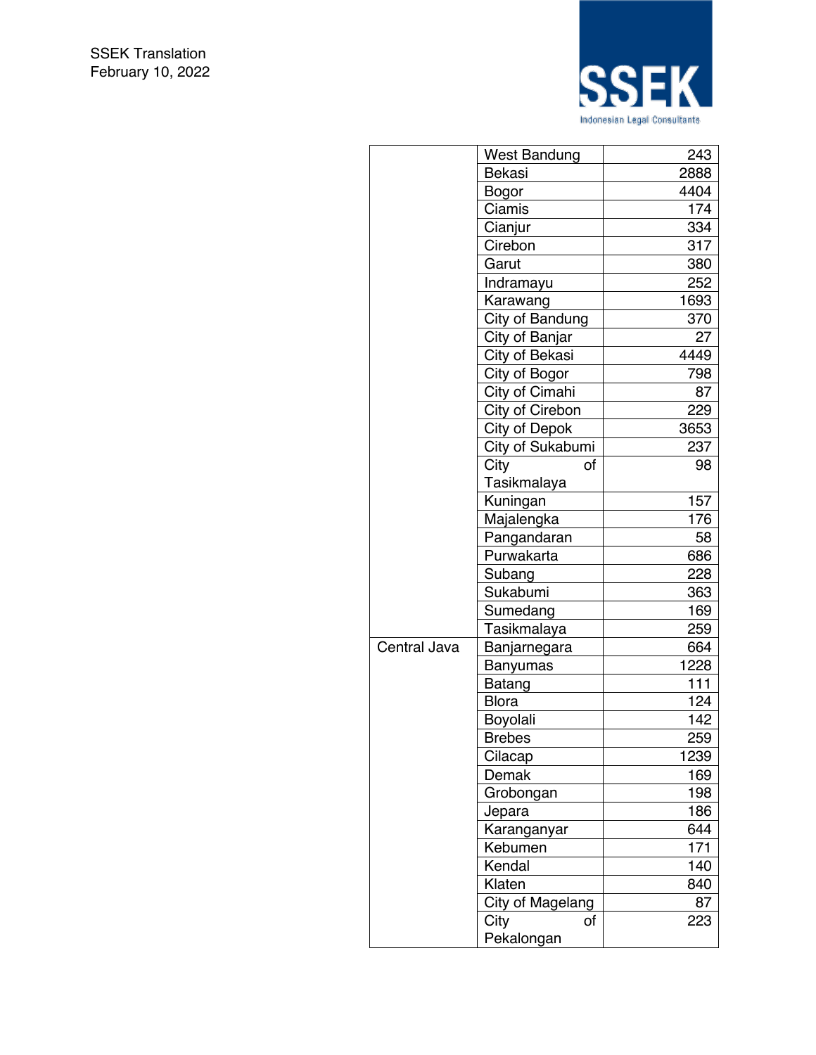| | | |
|---|---|---|
| | West Bandung | 243 |
| | Bekasi | 2888 |
| | Bogor | 4404 |
| | Ciamis | 174 |
| | Cianjur | 334 |
| | Cirebon | 317 |
| | Garut | 380 |
| | Indramayu | 252 |
| | Karawang | 1693 |
| | City of Bandung | 370 |
| | City of Banjar | 27 |
| | City of Bekasi | 4449 |
| | City of Bogor | 798 |
| | City of Cimahi | 87 |
| | City of Cirebon | 229 |
| | City of Depok | 3653 |
| | City of Sukabumi | 237 |
| | City of Tasikmalaya | 98 |
| | Kuningan | 157 |
| | Majalengka | 176 |
| | Pangandaran | 58 |
| | Purwakarta | 686 |
| | Subang | 228 |
| | Sukabumi | 363 |
| | Sumedang | 169 |
| | Tasikmalaya | 259 |
| Central Java | Banjarnegara | 664 |
| | Banyumas | 1228 |
| | Batang | 111 |
| | Blora | 124 |
| | Boyolali | 142 |
| | Brebes | 259 |
| | Cilacap | 1239 |
| | Demak | 169 |
| | Grobongan | 198 |
| | Jepara | 186 |
| | Karanganyar | 644 |
| | Kebumen | 171 |
| | Kendal | 140 |
| | Klaten | 840 |
| | City of Magelang | 87 |
| | City of Pekalongan | 223 |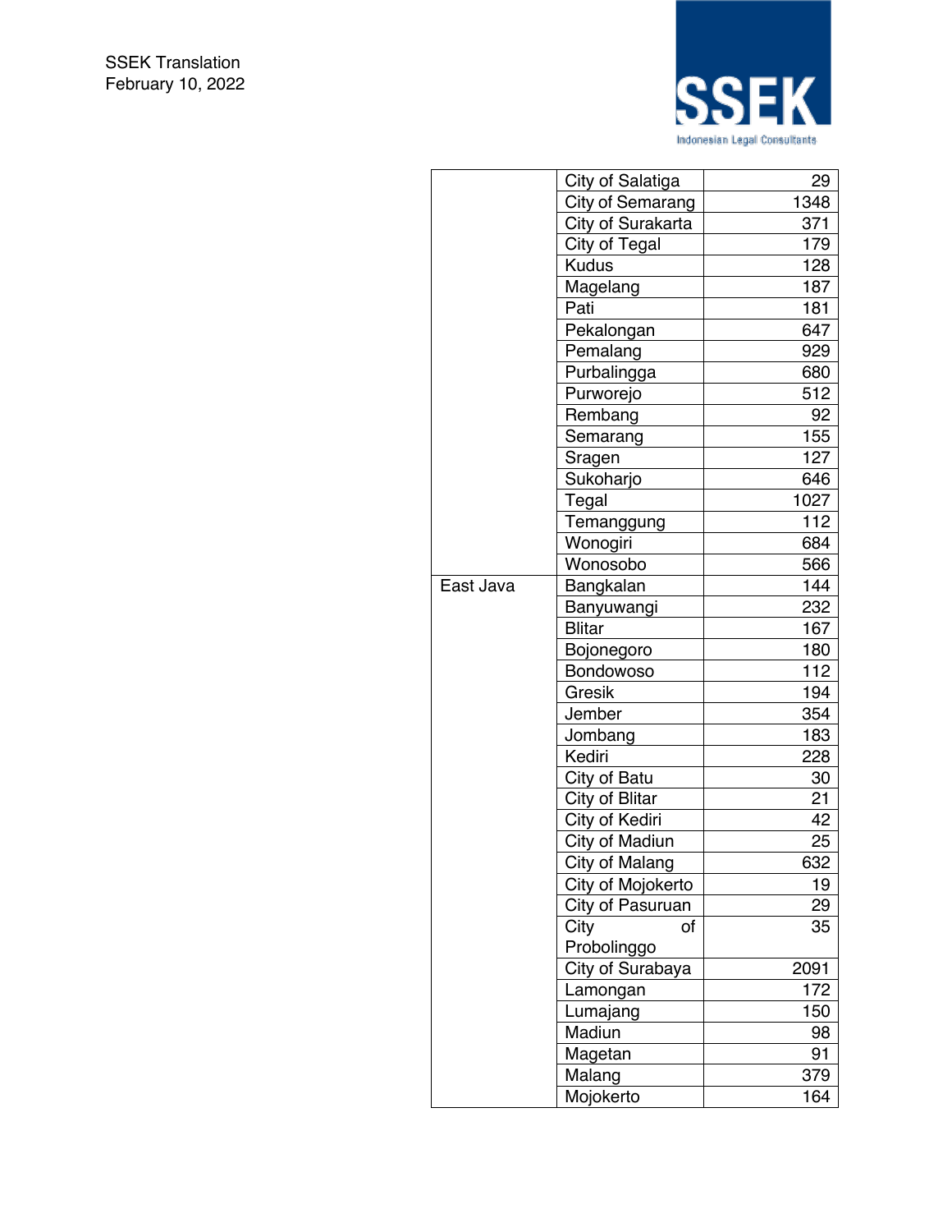| | | |
|---|---|---|
| | City of Salatiga | 29 |
| | City of Semarang | 1348 |
| | City of Surakarta | 371 |
| | City of Tegal | 179 |
| | Kudus | 128 |
| | Magelang | 187 |
| | Pati | 181 |
| | Pekalongan | 647 |
| | Pemalang | 929 |
| | Purbalingga | 680 |
| | Purworejo | 512 |
| | Rembang | 92 |
| | Semarang | 155 |
| | Sragen | 127 |
| | Sukoharjo | 646 |
| | Tegal | 1027 |
| | Temanggung | 112 |
| | Wonogiri | 684 |
| | Wonosobo | 566 |
| East Java | Bangkalan | 144 |
| | Banyuwangi | 232 |
| | Blitar | 167 |
| | Bojonegoro | 180 |
| | Bondowoso | 112 |
| | Gresik | 194 |
| | Jember | 354 |
| | Jombang | 183 |
| | Kediri | 228 |
| | City of Batu | 30 |
| | City of Blitar | 21 |
| | City of Kediri | 42 |
| | City of Madiun | 25 |
| | City of Malang | 632 |
| | City of Mojokerto | 19 |
| | City of Pasuruan | 29 |
| | City of Probolinggo | 35 |
| | City of Surabaya | 2091 |
| | Lamongan | 172 |
| | Lumajang | 150 |
| | Madiun | 98 |
| | Magetan | 91 |
| | Malang | 379 |
| | Mojokerto | 164 |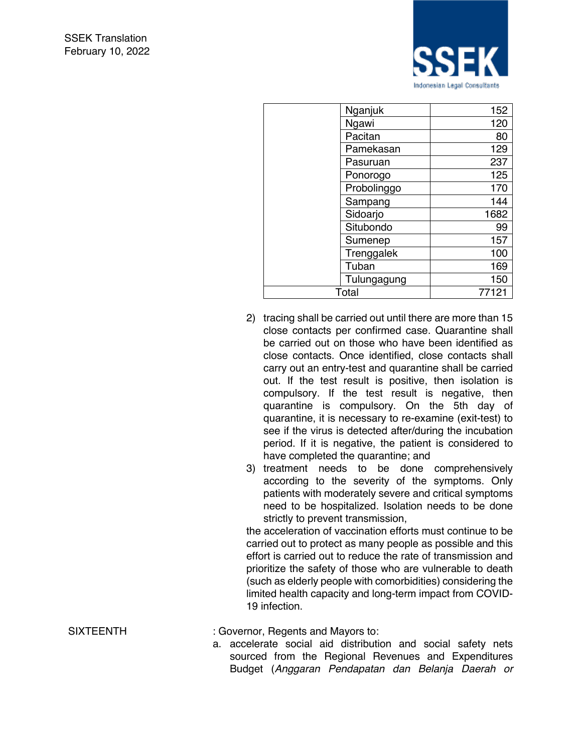| | | |
|---|---|---|
| | Nganjuk | 152 |
| | Ngawi | 120 |
| | Pacitan | 80 |
| | Pamekasan | 129 |
| | Pasuruan | 237 |
| | Ponorogo | 125 |
| | Probolinggo | 170 |
| | Sampang | 144 |
| | Sidoarjo | 1682 |
| | Situbondo | 99 |
| | Sumenep | 157 |
| | Trenggalek | 100 |
| | Tuban | 169 |
| | Tulungagung | 150 |
| Total | | 77121 |

2) tracing shall be carried out until there are more than 15 close contacts per confirmed case. Quarantine shall be carried out on those who have been identified as close contacts. Once identified, close contacts shall carry out an entry-test and quarantine shall be carried out. If the test result is positive, then isolation is compulsory. If the test result is negative, then quarantine is compulsory. On the 5th day of quarantine, it is necessary to re-examine (exit-test) to see if the virus is detected after/during the incubation period. If it is negative, the patient is considered to have completed the quarantine; and
3) treatment needs to be done comprehensively according to the severity of the symptoms. Only patients with moderately severe and critical symptoms need to be hospitalized. Isolation needs to be done strictly to prevent transmission,

the acceleration of vaccination efforts must continue to be carried out to protect as many people as possible and this effort is carried out to reduce the rate of transmission and prioritize the safety of those who are vulnerable to death (such as elderly people with comorbidities) considering the limited health capacity and long-term impact from COVID-19 infection.

SIXTEENTH : Governor, Regents and Mayors to:

a. accelerate social aid distribution and social safety nets sourced from the Regional Revenues and Expenditures Budget (*Anggaran Pendapatan dan Belanja Daerah or*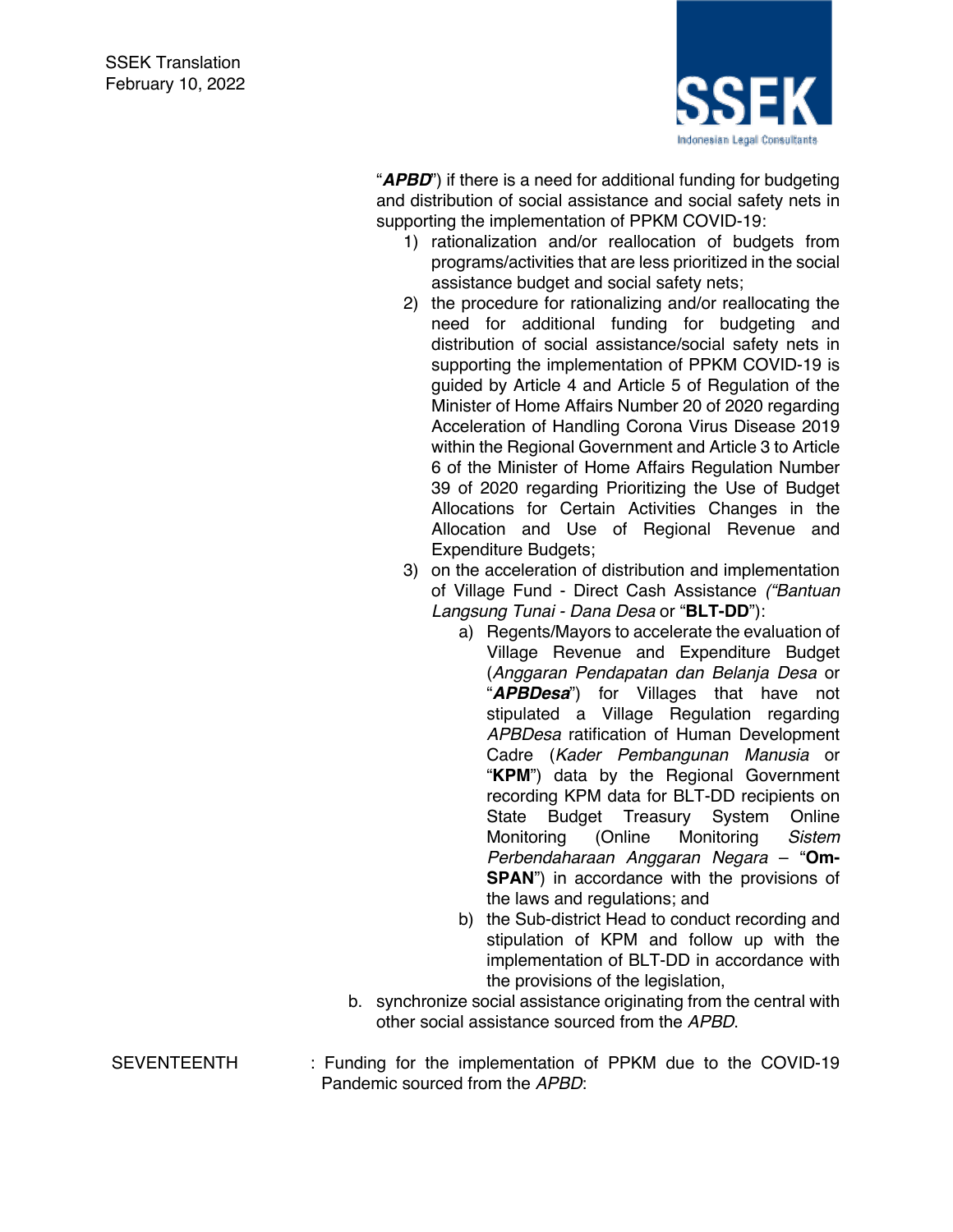"***APBD***") if there is a need for additional funding for budgeting and distribution of social assistance and social safety nets in supporting the implementation of PPKM COVID-19:

1) rationalization and/or reallocation of budgets from programs/activities that are less prioritized in the social assistance budget and social safety nets;
2) the procedure for rationalizing and/or reallocating the need for additional funding for budgeting and distribution of social assistance/social safety nets in supporting the implementation of PPKM COVID-19 is guided by Article 4 and Article 5 of Regulation of the Minister of Home Affairs Number 20 of 2020 regarding Acceleration of Handling Corona Virus Disease 2019 within the Regional Government and Article 3 to Article 6 of the Minister of Home Affairs Regulation Number 39 of 2020 regarding Prioritizing the Use of Budget Allocations for Certain Activities Changes in the Allocation and Use of Regional Revenue and Expenditure Budgets;
3) on the acceleration of distribution and implementation of Village Fund - Direct Cash Assistance *("Bantuan Langsung Tunai - Dana Desa* or "**BLT-DD**"):
   a) Regents/Mayors to accelerate the evaluation of Village Revenue and Expenditure Budget (*Anggaran Pendapatan dan Belanja Desa* or "***APBDesa***") for Villages that have not stipulated a Village Regulation regarding *APBDesa* ratification of Human Development Cadre (*Kader Pembangunan Manusia* or "**KPM**") data by the Regional Government recording KPM data for BLT-DD recipients on State Budget Treasury System Online Monitoring (Online Monitoring *Sistem Perbendaharaan Anggaran Negara* – "**Om-SPAN**") in accordance with the provisions of the laws and regulations; and
   b) the Sub-district Head to conduct recording and stipulation of KPM and follow up with the implementation of BLT-DD in accordance with the provisions of the legislation,

b. synchronize social assistance originating from the central with other social assistance sourced from the *APBD*.

SEVENTEENTH : Funding for the implementation of PPKM due to the COVID-19 Pandemic sourced from the *APBD*: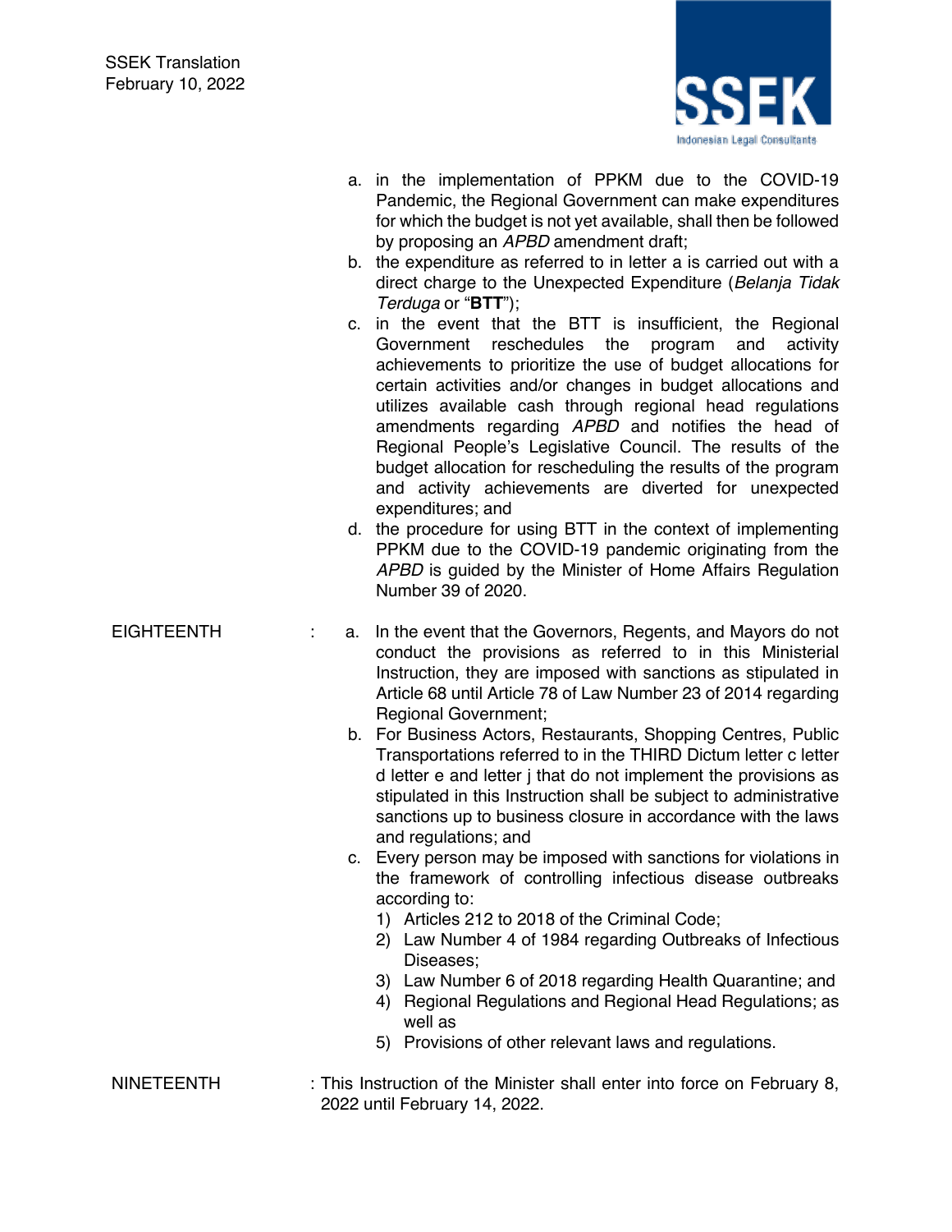a. in the implementation of PPKM due to the COVID-19 Pandemic, the Regional Government can make expenditures for which the budget is not yet available, shall then be followed by proposing an *APBD* amendment draft;
b. the expenditure as referred to in letter a is carried out with a direct charge to the Unexpected Expenditure (*Belanja Tidak Terduga* or "**BTT**");
c. in the event that the BTT is insufficient, the Regional Government reschedules the program and activity achievements to prioritize the use of budget allocations for certain activities and/or changes in budget allocations and utilizes available cash through regional head regulations amendments regarding *APBD* and notifies the head of Regional People's Legislative Council. The results of the budget allocation for rescheduling the results of the program and activity achievements are diverted for unexpected expenditures; and
d. the procedure for using BTT in the context of implementing PPKM due to the COVID-19 pandemic originating from the *APBD* is guided by the Minister of Home Affairs Regulation Number 39 of 2020.

EIGHTEENTH :

a. In the event that the Governors, Regents, and Mayors do not conduct the provisions as referred to in this Ministerial Instruction, they are imposed with sanctions as stipulated in Article 68 until Article 78 of Law Number 23 of 2014 regarding Regional Government;
b. For Business Actors, Restaurants, Shopping Centres, Public Transportations referred to in the THIRD Dictum letter c letter d letter e and letter j that do not implement the provisions as stipulated in this Instruction shall be subject to administrative sanctions up to business closure in accordance with the laws and regulations; and
c. Every person may be imposed with sanctions for violations in the framework of controlling infectious disease outbreaks according to:
   1) Articles 212 to 2018 of the Criminal Code;
   2) Law Number 4 of 1984 regarding Outbreaks of Infectious Diseases;
   3) Law Number 6 of 2018 regarding Health Quarantine; and
   4) Regional Regulations and Regional Head Regulations; as well as
   5) Provisions of other relevant laws and regulations.

NINETEENTH : This Instruction of the Minister shall enter into force on February 8, 2022 until February 14, 2022.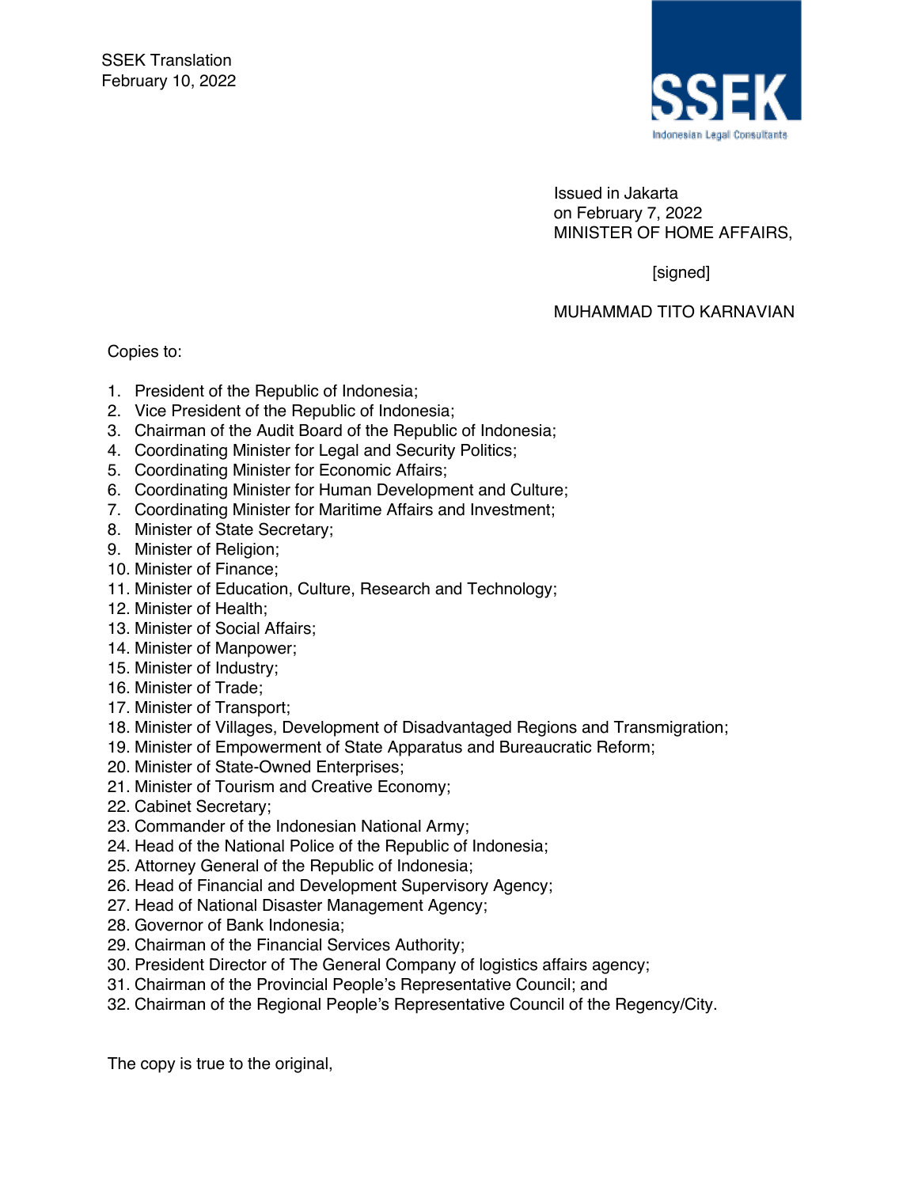Issued in Jakarta
on February 7, 2022
MINISTER OF HOME AFFAIRS,

[signed]

MUHAMMAD TITO KARNAVIAN

Copies to:

1. President of the Republic of Indonesia;
2. Vice President of the Republic of Indonesia;
3. Chairman of the Audit Board of the Republic of Indonesia;
4. Coordinating Minister for Legal and Security Politics;
5. Coordinating Minister for Economic Affairs;
6. Coordinating Minister for Human Development and Culture;
7. Coordinating Minister for Maritime Affairs and Investment;
8. Minister of State Secretary;
9. Minister of Religion;
10. Minister of Finance;
11. Minister of Education, Culture, Research and Technology;
12. Minister of Health;
13. Minister of Social Affairs;
14. Minister of Manpower;
15. Minister of Industry;
16. Minister of Trade;
17. Minister of Transport;
18. Minister of Villages, Development of Disadvantaged Regions and Transmigration;
19. Minister of Empowerment of State Apparatus and Bureaucratic Reform;
20. Minister of State-Owned Enterprises;
21. Minister of Tourism and Creative Economy;
22. Cabinet Secretary;
23. Commander of the Indonesian National Army;
24. Head of the National Police of the Republic of Indonesia;
25. Attorney General of the Republic of Indonesia;
26. Head of Financial and Development Supervisory Agency;
27. Head of National Disaster Management Agency;
28. Governor of Bank Indonesia;
29. Chairman of the Financial Services Authority;
30. President Director of The General Company of logistics affairs agency;
31. Chairman of the Provincial People's Representative Council; and
32. Chairman of the Regional People's Representative Council of the Regency/City.

The copy is true to the original,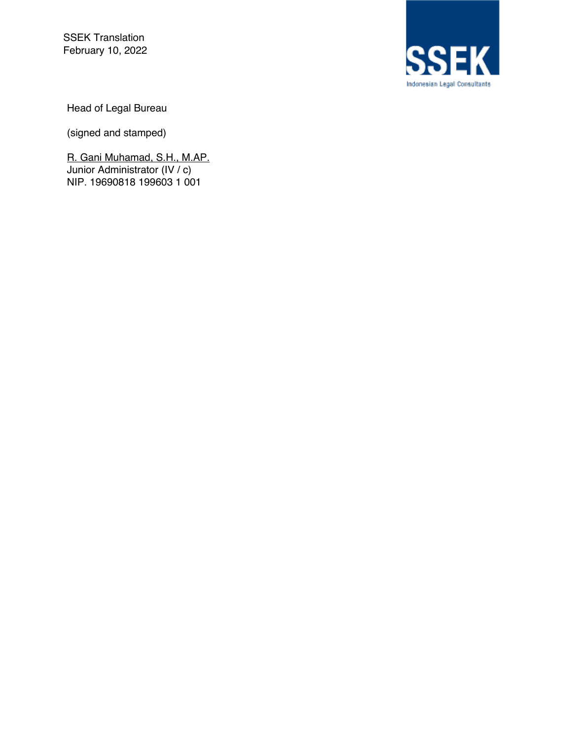Head of Legal Bureau

(signed and stamped)

R. Gani Muhamad, S.H., M.AP.
Junior Administrator (IV / c)
NIP. 19690818 199603 1 001